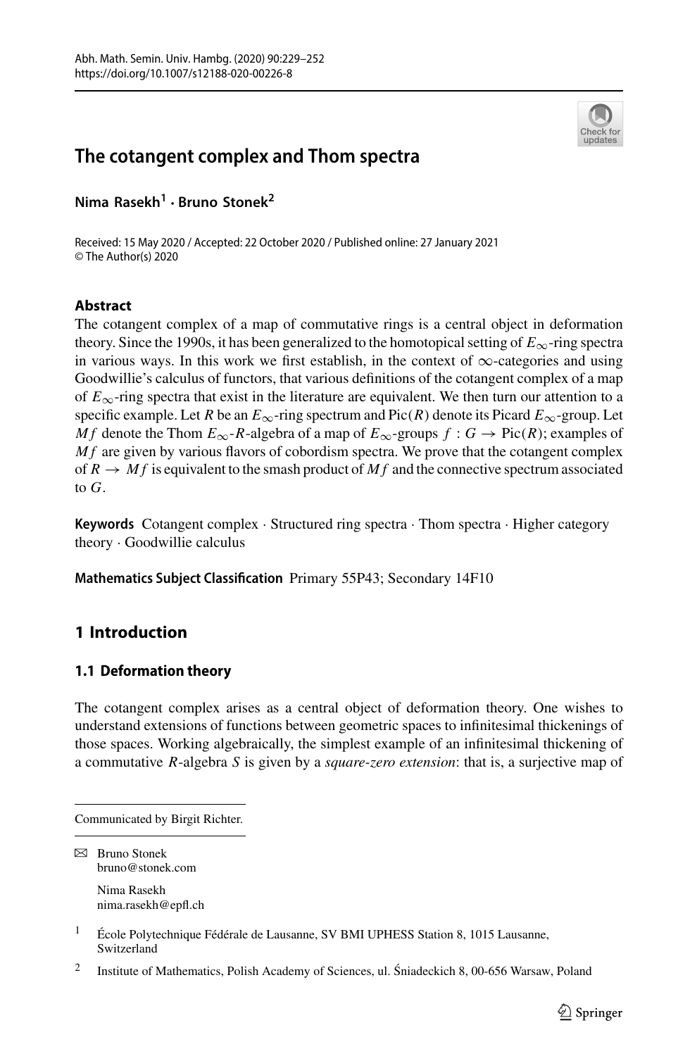# The cotangent complex and Thom spectra

**Nima Rasekh[1] · Bruno Stonek[2]**

Received: 15 May 2020 / Accepted: 22 October 2020 / Published online: 27 January 2021
© The Author(s) 2020

## Abstract

The cotangent complex of a map of commutative rings is a central object in deformation theory. Since the 1990s, it has been generalized to the homotopical setting of $E_\infty$-ring spectra in various ways. In this work we first establish, in the context of $\infty$-categories and using Goodwillie's calculus of functors, that various definitions of the cotangent complex of a map of $E_\infty$-ring spectra that exist in the literature are equivalent. We then turn our attention to a specific example. Let $R$ be an $E_\infty$-ring spectrum and $\mathrm{Pic}(R)$ denote its Picard $E_\infty$-group. Let $Mf$ denote the Thom $E_\infty$-$R$-algebra of a map of $E_\infty$-groups $f : G \to \mathrm{Pic}(R)$; examples of $Mf$ are given by various flavors of cobordism spectra. We prove that the cotangent complex of $R \to Mf$ is equivalent to the smash product of $Mf$ and the connective spectrum associated to $G$.

**Keywords** Cotangent complex · Structured ring spectra · Thom spectra · Higher category theory · Goodwillie calculus

**Mathematics Subject Classification** Primary 55P43; Secondary 14F10

## 1 Introduction

### 1.1 Deformation theory

The cotangent complex arises as a central object of deformation theory. One wishes to understand extensions of functions between geometric spaces to infinitesimal thickenings of those spaces. Working algebraically, the simplest example of an infinitesimal thickening of a commutative $R$-algebra $S$ is given by a *square-zero extension*: that is, a surjective map of

---

Communicated by Birgit Richter.

✉ Bruno Stonek
bruno@stonek.com

Nima Rasekh
nima.rasekh@epfl.ch

[1] École Polytechnique Fédérale de Lausanne, SV BMI UPHESS Station 8, 1015 Lausanne, Switzerland

[2] Institute of Mathematics, Polish Academy of Sciences, ul. Śniadeckich 8, 00-656 Warsaw, Poland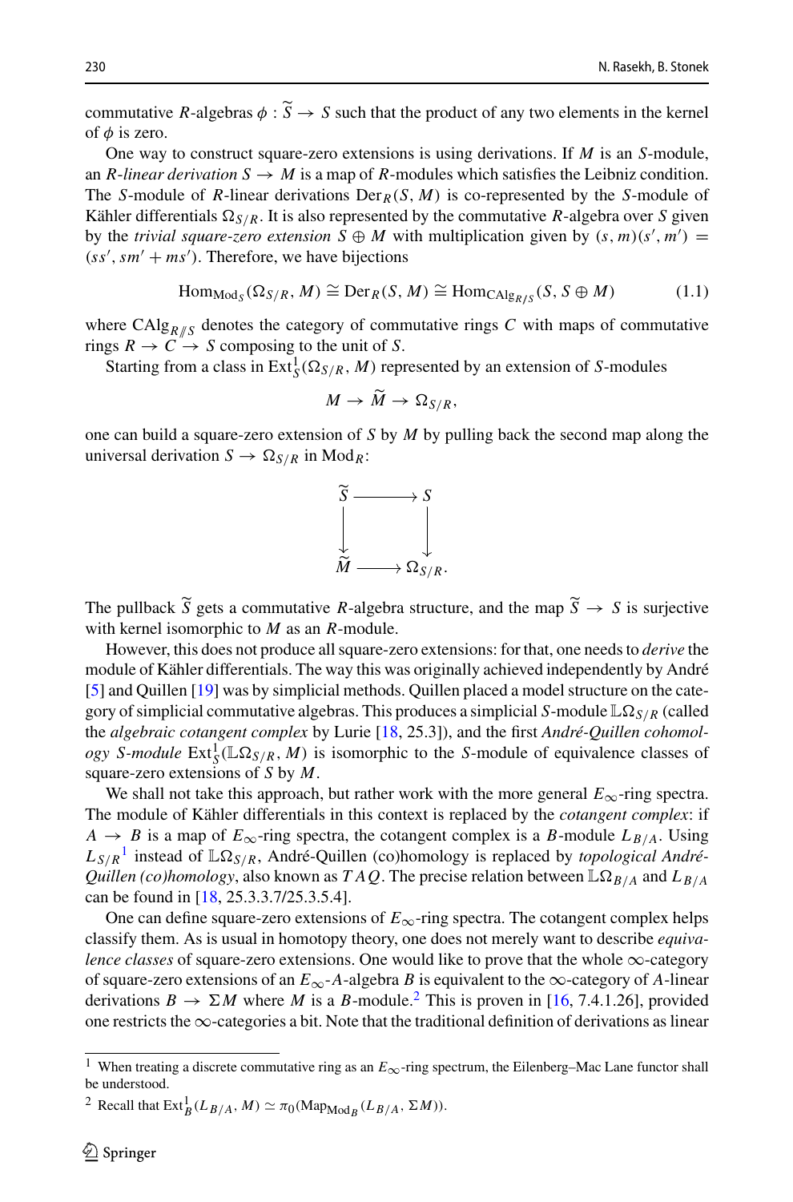commutative $R$-algebras $\phi : \widetilde{S} \to S$ such that the product of any two elements in the kernel of $\phi$ is zero.

One way to construct square-zero extensions is using derivations. If $M$ is an $S$-module, an *$R$-linear derivation* $S \to M$ is a map of $R$-modules which satisfies the Leibniz condition. The $S$-module of $R$-linear derivations $\mathrm{Der}_R(S, M)$ is co-represented by the $S$-module of Kähler differentials $\Omega_{S/R}$. It is also represented by the commutative $R$-algebra over $S$ given by the *trivial square-zero extension* $S \oplus M$ with multiplication given by $(s, m)(s', m') = (ss', sm' + ms')$. Therefore, we have bijections

$$\mathrm{Hom}_{\mathrm{Mod}_S}(\Omega_{S/R}, M) \cong \mathrm{Der}_R(S, M) \cong \mathrm{Hom}_{\mathrm{CAlg}_{R/S}}(S, S \oplus M) \tag{1.1}$$

where $\mathrm{CAlg}_{R/\!\!/S}$ denotes the category of commutative rings $C$ with maps of commutative rings $R \to C \to S$ composing to the unit of $S$.

Starting from a class in $\mathrm{Ext}^1_S(\Omega_{S/R}, M)$ represented by an extension of $S$-modules

$$M \to \widetilde{M} \to \Omega_{S/R},$$

one can build a square-zero extension of $S$ by $M$ by pulling back the second map along the universal derivation $S \to \Omega_{S/R}$ in $\mathrm{Mod}_R$:

$$\begin{array}{ccc} \widetilde{S} & \longrightarrow & S \\ \downarrow & & \downarrow \\ \widetilde{M} & \longrightarrow & \Omega_{S/R}. \end{array}$$

The pullback $\widetilde{S}$ gets a commutative $R$-algebra structure, and the map $\widetilde{S} \to S$ is surjective with kernel isomorphic to $M$ as an $R$-module.

However, this does not produce all square-zero extensions: for that, one needs to *derive* the module of Kähler differentials. The way this was originally achieved independently by André [5] and Quillen [19] was by simplicial methods. Quillen placed a model structure on the category of simplicial commutative algebras. This produces a simplicial $S$-module $\mathbb{L}\Omega_{S/R}$ (called the *algebraic cotangent complex* by Lurie [18, 25.3]), and the first *André-Quillen cohomology $S$-module* $\mathrm{Ext}^1_S(\mathbb{L}\Omega_{S/R}, M)$ is isomorphic to the $S$-module of equivalence classes of square-zero extensions of $S$ by $M$.

We shall not take this approach, but rather work with the more general $E_\infty$-ring spectra. The module of Kähler differentials in this context is replaced by the *cotangent complex*: if $A \to B$ is a map of $E_\infty$-ring spectra, the cotangent complex is a $B$-module $L_{B/A}$. Using $L_{S/R}$[1] instead of $\mathbb{L}\Omega_{S/R}$, André-Quillen (co)homology is replaced by *topological André-Quillen (co)homology*, also known as $TAQ$. The precise relation between $\mathbb{L}\Omega_{B/A}$ and $L_{B/A}$ can be found in [18, 25.3.3.7/25.3.5.4].

One can define square-zero extensions of $E_\infty$-ring spectra. The cotangent complex helps classify them. As is usual in homotopy theory, one does not merely want to describe *equivalence classes* of square-zero extensions. One would like to prove that the whole $\infty$-category of square-zero extensions of an $E_\infty$-$A$-algebra $B$ is equivalent to the $\infty$-category of $A$-linear derivations $B \to \Sigma M$ where $M$ is a $B$-module.[2] This is proven in [16, 7.4.1.26], provided one restricts the $\infty$-categories a bit. Note that the traditional definition of derivations as linear

---

[1] When treating a discrete commutative ring as an $E_\infty$-ring spectrum, the Eilenberg–Mac Lane functor shall be understood.

[2] Recall that $\mathrm{Ext}^1_B(L_{B/A}, M) \simeq \pi_0(\mathrm{Map}_{\mathrm{Mod}_B}(L_{B/A}, \Sigma M))$.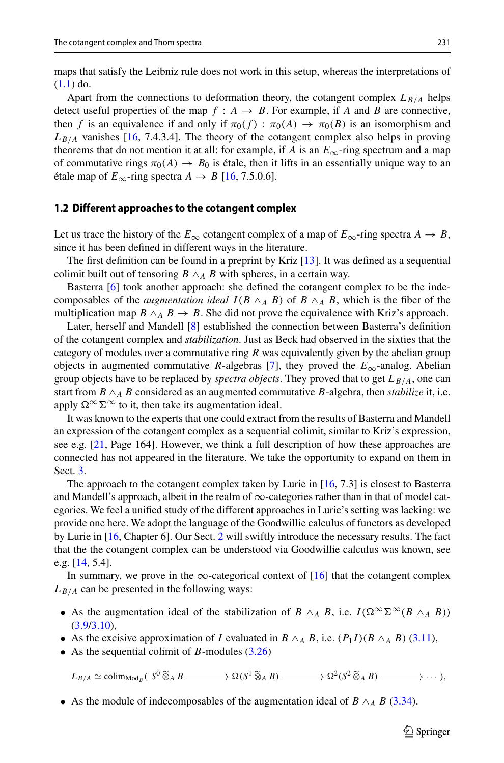maps that satisfy the Leibniz rule does not work in this setup, whereas the interpretations of (1.1) do.

Apart from the connections to deformation theory, the cotangent complex $L_{B/A}$ helps detect useful properties of the map $f : A \to B$. For example, if $A$ and $B$ are connective, then $f$ is an equivalence if and only if $\pi_0(f) : \pi_0(A) \to \pi_0(B)$ is an isomorphism and $L_{B/A}$ vanishes [16, 7.4.3.4]. The theory of the cotangent complex also helps in proving theorems that do not mention it at all: for example, if $A$ is an $E_\infty$-ring spectrum and a map of commutative rings $\pi_0(A) \to B_0$ is étale, then it lifts in an essentially unique way to an étale map of $E_\infty$-ring spectra $A \to B$ [16, 7.5.0.6].

### 1.2 Different approaches to the cotangent complex

Let us trace the history of the $E_\infty$ cotangent complex of a map of $E_\infty$-ring spectra $A \to B$, since it has been defined in different ways in the literature.

The first definition can be found in a preprint by Kriz [13]. It was defined as a sequential colimit built out of tensoring $B \wedge_A B$ with spheres, in a certain way.

Basterra [6] took another approach: she defined the cotangent complex to be the indecomposables of the *augmentation ideal* $I(B \wedge_A B)$ of $B \wedge_A B$, which is the fiber of the multiplication map $B \wedge_A B \to B$. She did not prove the equivalence with Kriz's approach.

Later, herself and Mandell [8] established the connection between Basterra's definition of the cotangent complex and *stabilization*. Just as Beck had observed in the sixties that the category of modules over a commutative ring $R$ was equivalently given by the abelian group objects in augmented commutative $R$-algebras [7], they proved the $E_\infty$-analog. Abelian group objects have to be replaced by *spectra objects*. They proved that to get $L_{B/A}$, one can start from $B \wedge_A B$ considered as an augmented commutative $B$-algebra, then *stabilize* it, i.e. apply $\Omega^\infty \Sigma^\infty$ to it, then take its augmentation ideal.

It was known to the experts that one could extract from the results of Basterra and Mandell an expression of the cotangent complex as a sequential colimit, similar to Kriz's expression, see e.g. [21, Page 164]. However, we think a full description of how these approaches are connected has not appeared in the literature. We take the opportunity to expand on them in Sect. 3.

The approach to the cotangent complex taken by Lurie in [16, 7.3] is closest to Basterra and Mandell's approach, albeit in the realm of $\infty$-categories rather than in that of model categories. We feel a unified study of the different approaches in Lurie's setting was lacking: we provide one here. We adopt the language of the Goodwillie calculus of functors as developed by Lurie in [16, Chapter 6]. Our Sect. 2 will swiftly introduce the necessary results. The fact that the the cotangent complex can be understood via Goodwillie calculus was known, see e.g. [14, 5.4].

In summary, we prove in the $\infty$-categorical context of [16] that the cotangent complex $L_{B/A}$ can be presented in the following ways:

- As the augmentation ideal of the stabilization of $B \wedge_A B$, i.e. $I(\Omega^\infty \Sigma^\infty (B \wedge_A B))$ (3.9/3.10),
- As the excisive approximation of $I$ evaluated in $B \wedge_A B$, i.e. $(P_1 I)(B \wedge_A B)$ (3.11),
- As the sequential colimit of $B$-modules (3.26)

$$L_{B/A} \simeq \operatorname{colim}_{\mathrm{Mod}_B}\left( S^0 \widetilde{\otimes}_A B \longrightarrow \Omega(S^1 \widetilde{\otimes}_A B) \longrightarrow \Omega^2(S^2 \widetilde{\otimes}_A B) \longrightarrow \cdots \right),$$

- As the module of indecomposables of the augmentation ideal of $B \wedge_A B$ (3.34).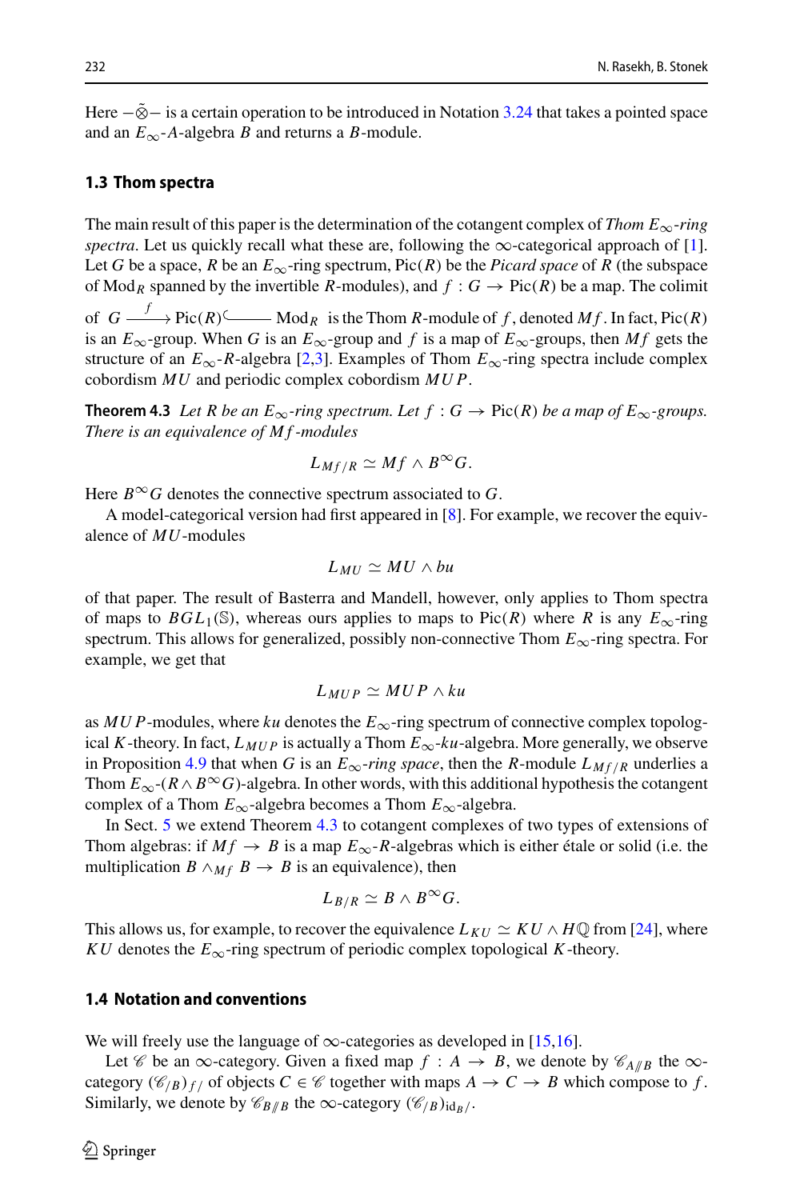Here $-\tilde{\otimes}-$ is a certain operation to be introduced in Notation 3.24 that takes a pointed space and an $E_\infty$-$A$-algebra $B$ and returns a $B$-module.

### 1.3 Thom spectra

The main result of this paper is the determination of the cotangent complex of *Thom $E_\infty$-ring spectra*. Let us quickly recall what these are, following the $\infty$-categorical approach of [1]. Let $G$ be a space, $R$ be an $E_\infty$-ring spectrum, $\mathrm{Pic}(R)$ be the *Picard space* of $R$ (the subspace of $\mathrm{Mod}_R$ spanned by the invertible $R$-modules), and $f : G \to \mathrm{Pic}(R)$ be a map. The colimit of $G \xrightarrow{f} \mathrm{Pic}(R) \hookrightarrow \mathrm{Mod}_R$ is the Thom $R$-module of $f$, denoted $Mf$. In fact, $\mathrm{Pic}(R)$ is an $E_\infty$-group. When $G$ is an $E_\infty$-group and $f$ is a map of $E_\infty$-groups, then $Mf$ gets the structure of an $E_\infty$-$R$-algebra [2,3]. Examples of Thom $E_\infty$-ring spectra include complex cobordism $MU$ and periodic complex cobordism $MUP$.

**Theorem 4.3** *Let $R$ be an $E_\infty$-ring spectrum. Let $f : G \to \mathrm{Pic}(R)$ be a map of $E_\infty$-groups. There is an equivalence of $Mf$-modules*

$$L_{Mf/R} \simeq Mf \wedge B^\infty G.$$

Here $B^\infty G$ denotes the connective spectrum associated to $G$.

A model-categorical version had first appeared in [8]. For example, we recover the equivalence of $MU$-modules

$$L_{MU} \simeq MU \wedge bu$$

of that paper. The result of Basterra and Mandell, however, only applies to Thom spectra of maps to $BGL_1(\mathbb{S})$, whereas ours applies to maps to $\mathrm{Pic}(R)$ where $R$ is any $E_\infty$-ring spectrum. This allows for generalized, possibly non-connective Thom $E_\infty$-ring spectra. For example, we get that

$$L_{MUP} \simeq MUP \wedge ku$$

as $MUP$-modules, where $ku$ denotes the $E_\infty$-ring spectrum of connective complex topological $K$-theory. In fact, $L_{MUP}$ is actually a Thom $E_\infty$-$ku$-algebra. More generally, we observe in Proposition 4.9 that when $G$ is an $E_\infty$-*ring space*, then the $R$-module $L_{Mf/R}$ underlies a Thom $E_\infty$-$(R \wedge B^\infty G)$-algebra. In other words, with this additional hypothesis the cotangent complex of a Thom $E_\infty$-algebra becomes a Thom $E_\infty$-algebra.

In Sect. 5 we extend Theorem 4.3 to cotangent complexes of two types of extensions of Thom algebras: if $Mf \to B$ is a map $E_\infty$-$R$-algebras which is either étale or solid (i.e. the multiplication $B \wedge_{Mf} B \to B$ is an equivalence), then

$$L_{B/R} \simeq B \wedge B^\infty G.$$

This allows us, for example, to recover the equivalence $L_{KU} \simeq KU \wedge H\mathbb{Q}$ from [24], where $KU$ denotes the $E_\infty$-ring spectrum of periodic complex topological $K$-theory.

### 1.4 Notation and conventions

We will freely use the language of $\infty$-categories as developed in [15,16].

Let $\mathscr{C}$ be an $\infty$-category. Given a fixed map $f : A \to B$, we denote by $\mathscr{C}_{A/\!/B}$ the $\infty$-category $(\mathscr{C}_{/B})_{f/}$ of objects $C \in \mathscr{C}$ together with maps $A \to C \to B$ which compose to $f$. Similarly, we denote by $\mathscr{C}_{B/\!/B}$ the $\infty$-category $(\mathscr{C}_{/B})_{\mathrm{id}_B/}$.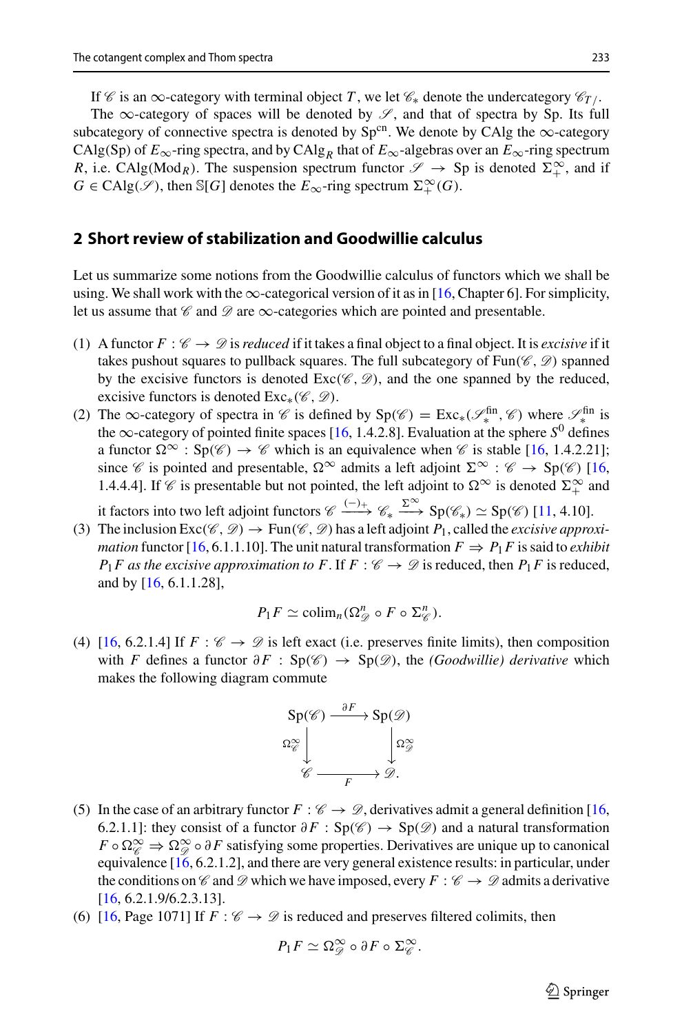If $\mathscr{C}$ is an $\infty$-category with terminal object $T$, we let $\mathscr{C}_*$ denote the undercategory $\mathscr{C}_{T/}$.

The $\infty$-category of spaces will be denoted by $\mathscr{S}$, and that of spectra by Sp. Its full subcategory of connective spectra is denoted by $\mathrm{Sp}^{\mathrm{cn}}$. We denote by CAlg the $\infty$-category CAlg(Sp) of $E_\infty$-ring spectra, and by $\mathrm{CAlg}_R$ that of $E_\infty$-algebras over an $E_\infty$-ring spectrum $R$, i.e. $\mathrm{CAlg}(\mathrm{Mod}_R)$. The suspension spectrum functor $\mathscr{S} \to \mathrm{Sp}$ is denoted $\Sigma^\infty_+$, and if $G \in \mathrm{CAlg}(\mathscr{S})$, then $\mathbb{S}[G]$ denotes the $E_\infty$-ring spectrum $\Sigma^\infty_+(G)$.

## 2 Short review of stabilization and Goodwillie calculus

Let us summarize some notions from the Goodwillie calculus of functors which we shall be using. We shall work with the $\infty$-categorical version of it as in [16, Chapter 6]. For simplicity, let us assume that $\mathscr{C}$ and $\mathscr{D}$ are $\infty$-categories which are pointed and presentable.

(1) A functor $F : \mathscr{C} \to \mathscr{D}$ is *reduced* if it takes a final object to a final object. It is *excisive* if it takes pushout squares to pullback squares. The full subcategory of $\mathrm{Fun}(\mathscr{C}, \mathscr{D})$ spanned by the excisive functors is denoted $\mathrm{Exc}(\mathscr{C}, \mathscr{D})$, and the one spanned by the reduced, excisive functors is denoted $\mathrm{Exc}_*(\mathscr{C}, \mathscr{D})$.

(2) The $\infty$-category of spectra in $\mathscr{C}$ is defined by $\mathrm{Sp}(\mathscr{C}) = \mathrm{Exc}_*(\mathscr{S}^{\mathrm{fin}}_*, \mathscr{C})$ where $\mathscr{S}^{\mathrm{fin}}_*$ is the $\infty$-category of pointed finite spaces [16, 1.4.2.8]. Evaluation at the sphere $S^0$ defines a functor $\Omega^\infty : \mathrm{Sp}(\mathscr{C}) \to \mathscr{C}$ which is an equivalence when $\mathscr{C}$ is stable [16, 1.4.2.21]; since $\mathscr{C}$ is pointed and presentable, $\Omega^\infty$ admits a left adjoint $\Sigma^\infty : \mathscr{C} \to \mathrm{Sp}(\mathscr{C})$ [16, 1.4.4.4]. If $\mathscr{C}$ is presentable but not pointed, the left adjoint to $\Omega^\infty$ is denoted $\Sigma^\infty_+$ and it factors into two left adjoint functors $\mathscr{C} \xrightarrow{(-)_+} \mathscr{C}_* \xrightarrow{\Sigma^\infty} \mathrm{Sp}(\mathscr{C}_*) \simeq \mathrm{Sp}(\mathscr{C})$ [11, 4.10].

(3) The inclusion $\mathrm{Exc}(\mathscr{C}, \mathscr{D}) \to \mathrm{Fun}(\mathscr{C}, \mathscr{D})$ has a left adjoint $P_1$, called the *excisive approximation* functor [16, 6.1.1.10]. The unit natural transformation $F \Rightarrow P_1 F$ is said to *exhibit $P_1 F$ as the excisive approximation to $F$*. If $F : \mathscr{C} \to \mathscr{D}$ is reduced, then $P_1 F$ is reduced, and by [16, 6.1.1.28],

$$P_1 F \simeq \mathrm{colim}_n(\Omega^n_{\mathscr{D}} \circ F \circ \Sigma^n_{\mathscr{C}}).$$

(4) [16, 6.2.1.4] If $F : \mathscr{C} \to \mathscr{D}$ is left exact (i.e. preserves finite limits), then composition with $F$ defines a functor $\partial F : \mathrm{Sp}(\mathscr{C}) \to \mathrm{Sp}(\mathscr{D})$, the *(Goodwillie) derivative* which makes the following diagram commute

$$\begin{array}{ccc} \mathrm{Sp}(\mathscr{C}) & \xrightarrow{\partial F} & \mathrm{Sp}(\mathscr{D}) \\ \Omega^\infty_{\mathscr{C}} \big\downarrow & & \big\downarrow \Omega^\infty_{\mathscr{D}} \\ \mathscr{C} & \xrightarrow[F]{} & \mathscr{D}. \end{array}$$

(5) In the case of an arbitrary functor $F : \mathscr{C} \to \mathscr{D}$, derivatives admit a general definition [16, 6.2.1.1]: they consist of a functor $\partial F : \mathrm{Sp}(\mathscr{C}) \to \mathrm{Sp}(\mathscr{D})$ and a natural transformation $F \circ \Omega^\infty_{\mathscr{C}} \Rightarrow \Omega^\infty_{\mathscr{D}} \circ \partial F$ satisfying some properties. Derivatives are unique up to canonical equivalence [16, 6.2.1.2], and there are very general existence results: in particular, under the conditions on $\mathscr{C}$ and $\mathscr{D}$ which we have imposed, every $F : \mathscr{C} \to \mathscr{D}$ admits a derivative [16, 6.2.1.9/6.2.3.13].

(6) [16, Page 1071] If $F : \mathscr{C} \to \mathscr{D}$ is reduced and preserves filtered colimits, then

$$P_1 F \simeq \Omega^\infty_{\mathscr{D}} \circ \partial F \circ \Sigma^\infty_{\mathscr{C}}.$$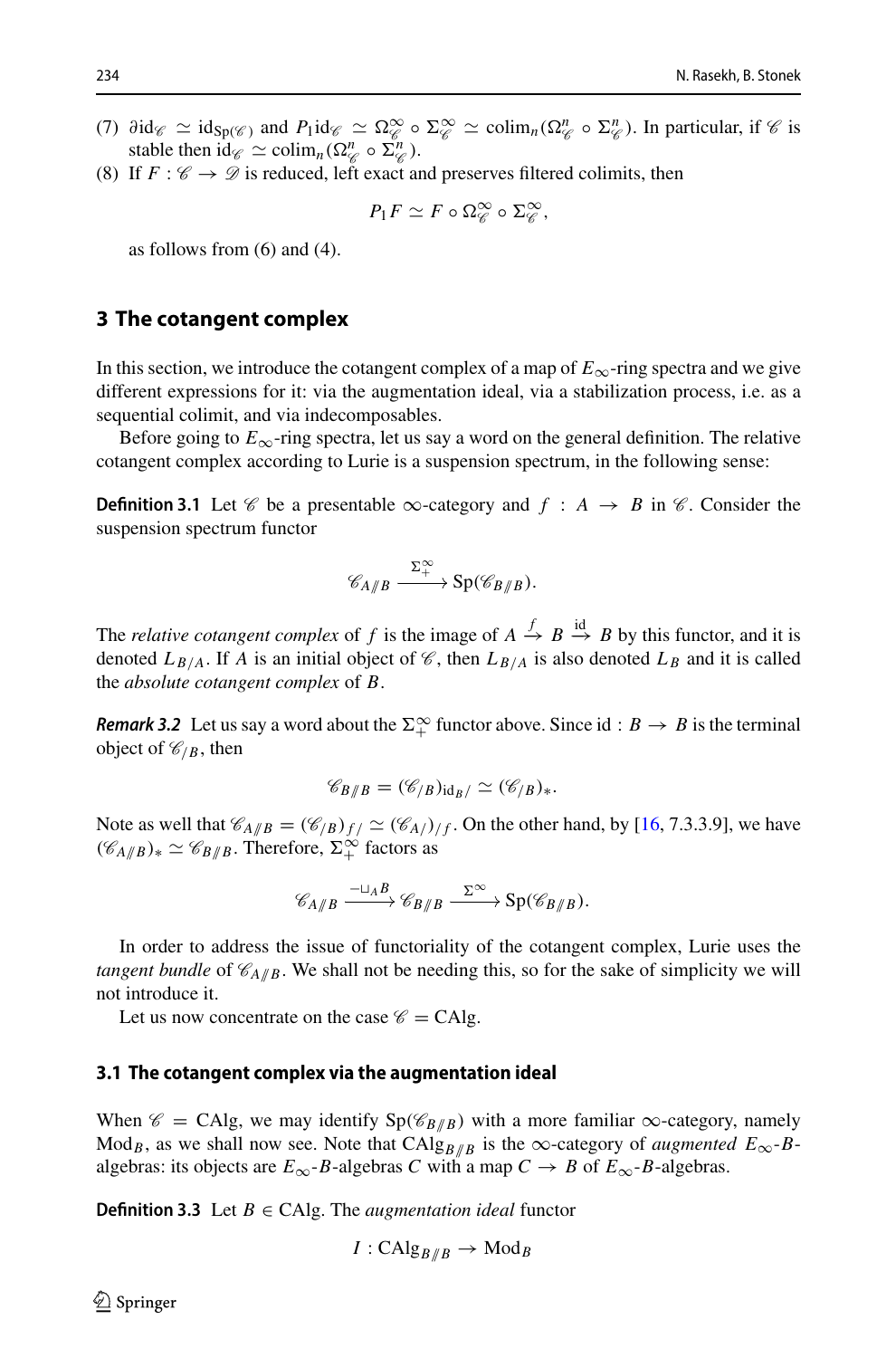(7) $\partial \mathrm{id}_{\mathscr{C}} \simeq \mathrm{id}_{\mathrm{Sp}(\mathscr{C})}$ and $P_1 \mathrm{id}_{\mathscr{C}} \simeq \Omega^\infty_{\mathscr{C}} \circ \Sigma^\infty_{\mathscr{C}} \simeq \mathrm{colim}_n(\Omega^n_{\mathscr{C}} \circ \Sigma^n_{\mathscr{C}})$. In particular, if $\mathscr{C}$ is stable then $\mathrm{id}_{\mathscr{C}} \simeq \mathrm{colim}_n(\Omega^n_{\mathscr{C}} \circ \Sigma^n_{\mathscr{C}})$.

(8) If $F : \mathscr{C} \to \mathscr{D}$ is reduced, left exact and preserves filtered colimits, then

$$P_1 F \simeq F \circ \Omega^\infty_{\mathscr{C}} \circ \Sigma^\infty_{\mathscr{C}},$$

as follows from (6) and (4).

## 3 The cotangent complex

In this section, we introduce the cotangent complex of a map of $E_\infty$-ring spectra and we give different expressions for it: via the augmentation ideal, via a stabilization process, i.e. as a sequential colimit, and via indecomposables.

Before going to $E_\infty$-ring spectra, let us say a word on the general definition. The relative cotangent complex according to Lurie is a suspension spectrum, in the following sense:

**Definition 3.1** Let $\mathscr{C}$ be a presentable $\infty$-category and $f : A \to B$ in $\mathscr{C}$. Consider the suspension spectrum functor

$$\mathscr{C}_{A/\!/B} \xrightarrow{\Sigma^\infty_+} \mathrm{Sp}(\mathscr{C}_{B/\!/B}).$$

The *relative cotangent complex* of $f$ is the image of $A \xrightarrow{f} B \xrightarrow{\mathrm{id}} B$ by this functor, and it is denoted $L_{B/A}$. If $A$ is an initial object of $\mathscr{C}$, then $L_{B/A}$ is also denoted $L_B$ and it is called the *absolute cotangent complex* of $B$.

***Remark 3.2*** Let us say a word about the $\Sigma^\infty_+$ functor above. Since $\mathrm{id} : B \to B$ is the terminal object of $\mathscr{C}_{/B}$, then

$$\mathscr{C}_{B/\!/B} = (\mathscr{C}_{/B})_{\mathrm{id}_B/} \simeq (\mathscr{C}_{/B})_*.$$

Note as well that $\mathscr{C}_{A/\!/B} = (\mathscr{C}_{/B})_{f/} \simeq (\mathscr{C}_{A/})_{/f}$. On the other hand, by [16, 7.3.3.9], we have $(\mathscr{C}_{A/\!/B})_* \simeq \mathscr{C}_{B/\!/B}$. Therefore, $\Sigma^\infty_+$ factors as

$$\mathscr{C}_{A/\!/B} \xrightarrow{-\sqcup_A B} \mathscr{C}_{B/\!/B} \xrightarrow{\Sigma^\infty} \mathrm{Sp}(\mathscr{C}_{B/\!/B}).$$

In order to address the issue of functoriality of the cotangent complex, Lurie uses the *tangent bundle* of $\mathscr{C}_{A/\!/B}$. We shall not be needing this, so for the sake of simplicity we will not introduce it.

Let us now concentrate on the case $\mathscr{C} = \mathrm{CAlg}$.

### 3.1 The cotangent complex via the augmentation ideal

When $\mathscr{C} = \mathrm{CAlg}$, we may identify $\mathrm{Sp}(\mathscr{C}_{B/\!/B})$ with a more familiar $\infty$-category, namely $\mathrm{Mod}_B$, as we shall now see. Note that $\mathrm{CAlg}_{B/\!/B}$ is the $\infty$-category of *augmented $E_\infty$-$B$-algebras*: its objects are $E_\infty$-$B$-algebras $C$ with a map $C \to B$ of $E_\infty$-$B$-algebras.

**Definition 3.3** Let $B \in \mathrm{CAlg}$. The *augmentation ideal* functor

$$I : \mathrm{CAlg}_{B/\!/B} \to \mathrm{Mod}_B$$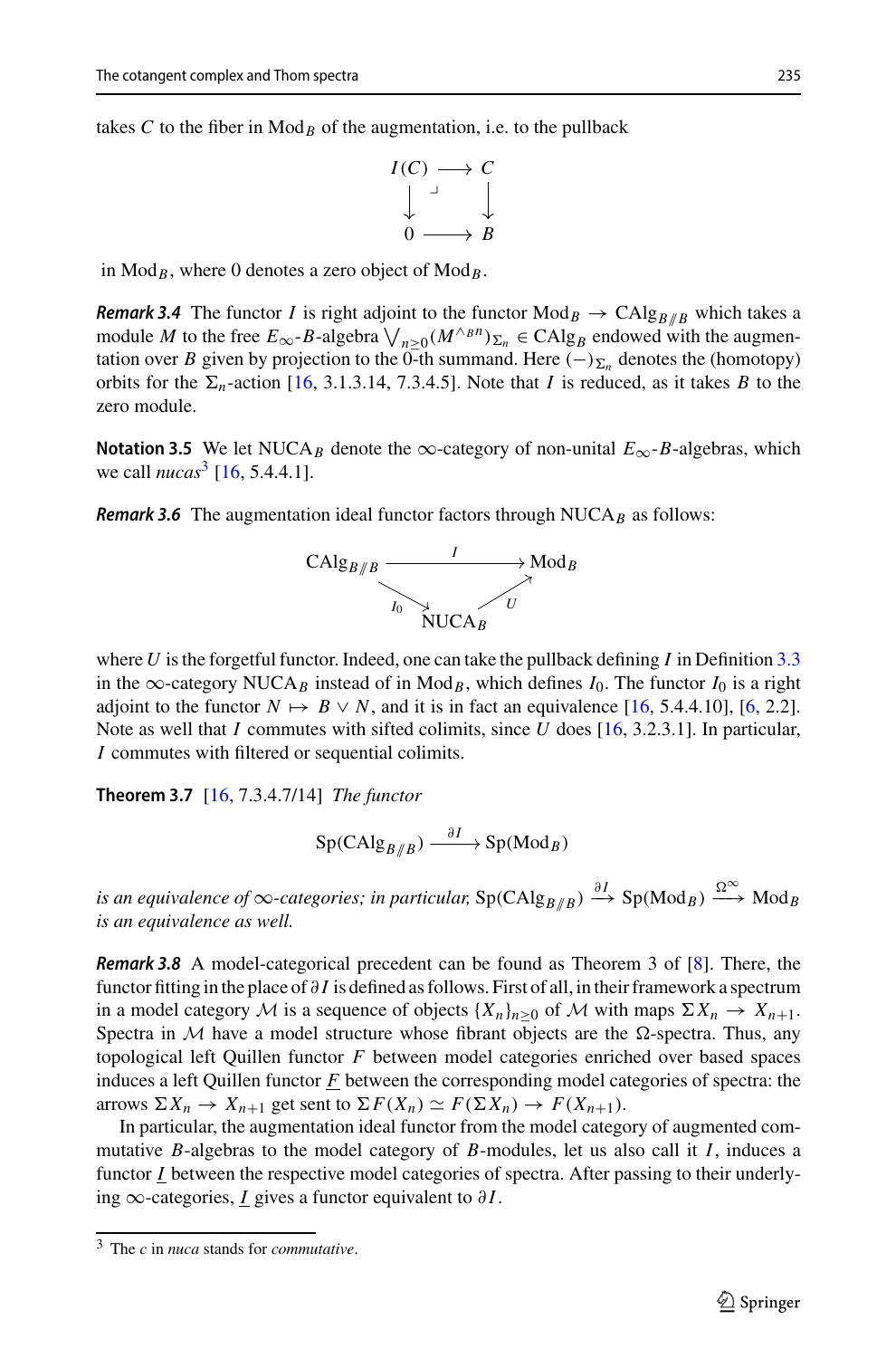takes $C$ to the fiber in $\mathrm{Mod}_B$ of the augmentation, i.e. to the pullback

$$\begin{array}{ccc} I(C) & \longrightarrow & C \\ \downarrow & \lrcorner & \downarrow \\ 0 & \longrightarrow & B \end{array}$$

in $\mathrm{Mod}_B$, where 0 denotes a zero object of $\mathrm{Mod}_B$.

***Remark 3.4*** The functor $I$ is right adjoint to the functor $\mathrm{Mod}_B \to \mathrm{CAlg}_{B/\!/B}$ which takes a module $M$ to the free $E_\infty$-$B$-algebra $\bigvee_{n\geq 0}(M^{\wedge_B n})_{\Sigma_n} \in \mathrm{CAlg}_B$ endowed with the augmentation over $B$ given by projection to the 0-th summand. Here $(-)_{\Sigma_n}$ denotes the (homotopy) orbits for the $\Sigma_n$-action [16, 3.1.3.14, 7.3.4.5]. Note that $I$ is reduced, as it takes $B$ to the zero module.

**Notation 3.5** We let $\mathrm{NUCA}_B$ denote the $\infty$-category of non-unital $E_\infty$-$B$-algebras, which we call *nucas*[3] [16, 5.4.4.1].

***Remark 3.6*** The augmentation ideal functor factors through $\mathrm{NUCA}_B$ as follows:

$$\begin{array}{ccc} \mathrm{CAlg}_{B/\!/B} & \xrightarrow{\quad I \quad} & \mathrm{Mod}_B \\ & {\scriptstyle I_0}\searrow \quad \nearrow{\scriptstyle U} & \\ & \mathrm{NUCA}_B & \end{array}$$

where $U$ is the forgetful functor. Indeed, one can take the pullback defining $I$ in Definition 3.3 in the $\infty$-category $\mathrm{NUCA}_B$ instead of in $\mathrm{Mod}_B$, which defines $I_0$. The functor $I_0$ is a right adjoint to the functor $N \mapsto B \vee N$, and it is in fact an equivalence [16, 5.4.4.10], [6, 2.2]. Note as well that $I$ commutes with sifted colimits, since $U$ does [16, 3.2.3.1]. In particular, $I$ commutes with filtered or sequential colimits.

**Theorem 3.7** [16, 7.3.4.7/14] *The functor*

$$\mathrm{Sp}(\mathrm{CAlg}_{B/\!/B}) \xrightarrow{\partial I} \mathrm{Sp}(\mathrm{Mod}_B)$$

*is an equivalence of $\infty$-categories; in particular, $\mathrm{Sp}(\mathrm{CAlg}_{B/\!/B}) \xrightarrow{\partial I} \mathrm{Sp}(\mathrm{Mod}_B) \xrightarrow{\Omega^\infty} \mathrm{Mod}_B$ is an equivalence as well.*

***Remark 3.8*** A model-categorical precedent can be found as Theorem 3 of [8]. There, the functor fitting in the place of $\partial I$ is defined as follows. First of all, in their framework a spectrum in a model category $\mathcal{M}$ is a sequence of objects $\{X_n\}_{n\geq 0}$ of $\mathcal{M}$ with maps $\Sigma X_n \to X_{n+1}$. Spectra in $\mathcal{M}$ have a model structure whose fibrant objects are the $\Omega$-spectra. Thus, any topological left Quillen functor $F$ between model categories enriched over based spaces induces a left Quillen functor $\underline{F}$ between the corresponding model categories of spectra: the arrows $\Sigma X_n \to X_{n+1}$ get sent to $\Sigma F(X_n) \simeq F(\Sigma X_n) \to F(X_{n+1})$.

In particular, the augmentation ideal functor from the model category of augmented commutative $B$-algebras to the model category of $B$-modules, let us also call it $I$, induces a functor $\underline{I}$ between the respective model categories of spectra. After passing to their underlying $\infty$-categories, $\underline{I}$ gives a functor equivalent to $\partial I$.

[3] The *c* in *nuca* stands for *commutative*.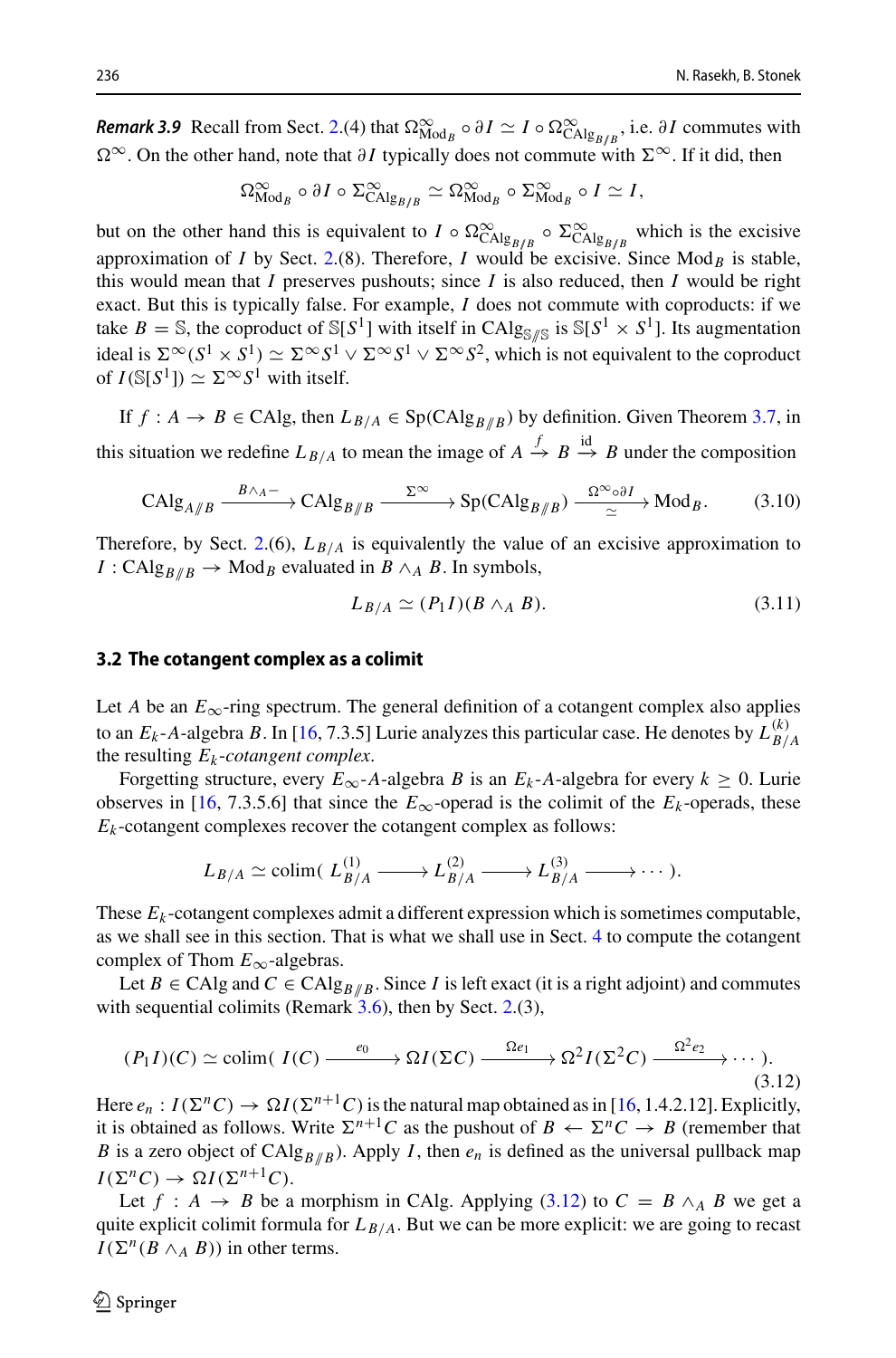***Remark 3.9*** Recall from Sect. 2.(4) that $\Omega^\infty_{\mathrm{Mod}_B} \circ \partial I \simeq I \circ \Omega^\infty_{\mathrm{CAlg}_{B/B}}$, i.e. $\partial I$ commutes with $\Omega^\infty$. On the other hand, note that $\partial I$ typically does not commute with $\Sigma^\infty$. If it did, then

$$\Omega^\infty_{\mathrm{Mod}_B} \circ \partial I \circ \Sigma^\infty_{\mathrm{CAlg}_{B/B}} \simeq \Omega^\infty_{\mathrm{Mod}_B} \circ \Sigma^\infty_{\mathrm{Mod}_B} \circ I \simeq I,$$

but on the other hand this is equivalent to $I \circ \Omega^\infty_{\mathrm{CAlg}_{B/B}} \circ \Sigma^\infty_{\mathrm{CAlg}_{B/B}}$ which is the excisive approximation of $I$ by Sect. 2.(8). Therefore, $I$ would be excisive. Since $\mathrm{Mod}_B$ is stable, this would mean that $I$ preserves pushouts; since $I$ is also reduced, then $I$ would be right exact. But this is typically false. For example, $I$ does not commute with coproducts: if we take $B = \mathbb{S}$, the coproduct of $\mathbb{S}[S^1]$ with itself in $\mathrm{CAlg}_{\mathbb{S}/\!/\mathbb{S}}$ is $\mathbb{S}[S^1 \times S^1]$. Its augmentation ideal is $\Sigma^\infty(S^1 \times S^1) \simeq \Sigma^\infty S^1 \vee \Sigma^\infty S^1 \vee \Sigma^\infty S^2$, which is not equivalent to the coproduct of $I(\mathbb{S}[S^1]) \simeq \Sigma^\infty S^1$ with itself.

If $f : A \to B \in \mathrm{CAlg}$, then $L_{B/A} \in \mathrm{Sp}(\mathrm{CAlg}_{B/\!/B})$ by definition. Given Theorem 3.7, in this situation we redefine $L_{B/A}$ to mean the image of $A \xrightarrow{f} B \xrightarrow{\mathrm{id}} B$ under the composition

$$\mathrm{CAlg}_{A/\!/B} \xrightarrow{B\wedge_A -} \mathrm{CAlg}_{B/\!/B} \xrightarrow{\Sigma^\infty} \mathrm{Sp}(\mathrm{CAlg}_{B/\!/B}) \xrightarrow[\simeq]{\Omega^\infty \circ \partial I} \mathrm{Mod}_B. \tag{3.10}$$

Therefore, by Sect. 2.(6), $L_{B/A}$ is equivalently the value of an excisive approximation to $I : \mathrm{CAlg}_{B/\!/B} \to \mathrm{Mod}_B$ evaluated in $B \wedge_A B$. In symbols,

$$L_{B/A} \simeq (P_1 I)(B \wedge_A B). \tag{3.11}$$

### 3.2 The cotangent complex as a colimit

Let $A$ be an $E_\infty$-ring spectrum. The general definition of a cotangent complex also applies to an $E_k$-$A$-algebra $B$. In [16, 7.3.5] Lurie analyzes this particular case. He denotes by $L^{(k)}_{B/A}$ the resulting $E_k$*-cotangent complex*.

Forgetting structure, every $E_\infty$-$A$-algebra $B$ is an $E_k$-$A$-algebra for every $k \geq 0$. Lurie observes in [16, 7.3.5.6] that since the $E_\infty$-operad is the colimit of the $E_k$-operads, these $E_k$-cotangent complexes recover the cotangent complex as follows:

$$L_{B/A} \simeq \mathrm{colim}(\, L^{(1)}_{B/A} \longrightarrow L^{(2)}_{B/A} \longrightarrow L^{(3)}_{B/A} \longrightarrow \cdots).$$

These $E_k$-cotangent complexes admit a different expression which is sometimes computable, as we shall see in this section. That is what we shall use in Sect. 4 to compute the cotangent complex of Thom $E_\infty$-algebras.

Let $B \in \mathrm{CAlg}$ and $C \in \mathrm{CAlg}_{B/\!/B}$. Since $I$ is left exact (it is a right adjoint) and commutes with sequential colimits (Remark 3.6), then by Sect. 2.(3),

$$(P_1 I)(C) \simeq \mathrm{colim}(\, I(C) \xrightarrow{e_0} \Omega I(\Sigma C) \xrightarrow{\Omega e_1} \Omega^2 I(\Sigma^2 C) \xrightarrow{\Omega^2 e_2} \cdots). \tag{3.12}$$

Here $e_n : I(\Sigma^n C) \to \Omega I(\Sigma^{n+1} C)$ is the natural map obtained as in [16, 1.4.2.12]. Explicitly, it is obtained as follows. Write $\Sigma^{n+1} C$ as the pushout of $B \leftarrow \Sigma^n C \to B$ (remember that $B$ is a zero object of $\mathrm{CAlg}_{B/\!/B}$). Apply $I$, then $e_n$ is defined as the universal pullback map $I(\Sigma^n C) \to \Omega I(\Sigma^{n+1} C)$.

Let $f : A \to B$ be a morphism in CAlg. Applying (3.12) to $C = B \wedge_A B$ we get a quite explicit colimit formula for $L_{B/A}$. But we can be more explicit: we are going to recast $I(\Sigma^n(B \wedge_A B))$ in other terms.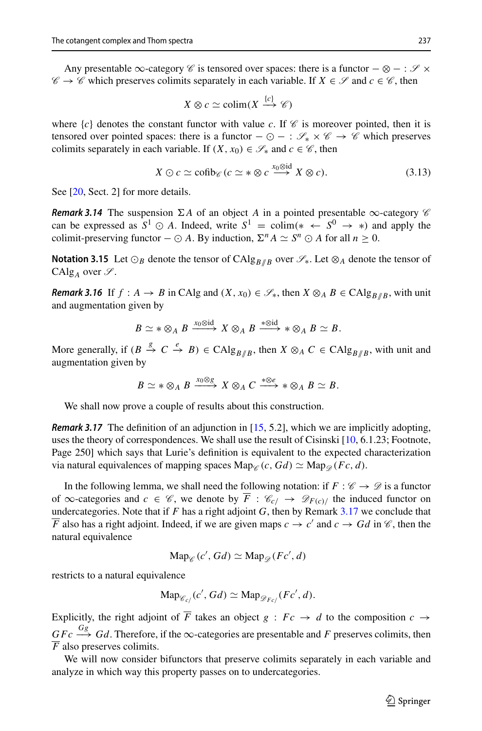Any presentable $\infty$-category $\mathscr{C}$ is tensored over spaces: there is a functor $-\otimes- : \mathscr{S}\times\mathscr{C}\to\mathscr{C}$ which preserves colimits separately in each variable. If $X\in\mathscr{S}$ and $c\in\mathscr{C}$, then

$$X\otimes c\simeq \operatorname{colim}(X\xrightarrow{\{c\}}\mathscr{C})$$

where $\{c\}$ denotes the constant functor with value $c$. If $\mathscr{C}$ is moreover pointed, then it is tensored over pointed spaces: there is a functor $-\odot-:\mathscr{S}_*\times\mathscr{C}\to\mathscr{C}$ which preserves colimits separately in each variable. If $(X,x_0)\in\mathscr{S}_*$ and $c\in\mathscr{C}$, then

$$X\odot c\simeq \operatorname{cofib}_{\mathscr{C}}(c\simeq *\otimes c\xrightarrow{x_0\otimes \mathrm{id}} X\otimes c). \tag{3.13}$$

See [20, Sect. 2] for more details.

***Remark 3.14*** The suspension $\Sigma A$ of an object $A$ in a pointed presentable $\infty$-category $\mathscr{C}$ can be expressed as $S^1\odot A$. Indeed, write $S^1=\operatorname{colim}(*\leftarrow S^0\to *)$ and apply the colimit-preserving functor $-\odot A$. By induction, $\Sigma^n A\simeq S^n\odot A$ for all $n\geq 0$.

**Notation 3.15** Let $\odot_B$ denote the tensor of $\mathrm{CAlg}_{B/\!/B}$ over $\mathscr{S}_*$. Let $\otimes_A$ denote the tensor of $\mathrm{CAlg}_A$ over $\mathscr{S}$.

***Remark 3.16*** If $f:A\to B$ in CAlg and $(X,x_0)\in\mathscr{S}_*$, then $X\otimes_A B\in\mathrm{CAlg}_{B/\!/B}$, with unit and augmentation given by

$$B\simeq *\otimes_A B\xrightarrow{x_0\otimes\mathrm{id}} X\otimes_A B\xrightarrow{*\otimes\mathrm{id}} *\otimes_A B\simeq B.$$

More generally, if $(B\xrightarrow{g} C\xrightarrow{e} B)\in\mathrm{CAlg}_{B/\!/B}$, then $X\otimes_A C\in\mathrm{CAlg}_{B/\!/B}$, with unit and augmentation given by

$$B\simeq *\otimes_A B\xrightarrow{x_0\otimes g} X\otimes_A C\xrightarrow{*\otimes e} *\otimes_A B\simeq B.$$

We shall now prove a couple of results about this construction.

***Remark 3.17*** The definition of an adjunction in [15, 5.2], which we are implicitly adopting, uses the theory of correspondences. We shall use the result of Cisinski [10, 6.1.23; Footnote, Page 250] which says that Lurie's definition is equivalent to the expected characterization via natural equivalences of mapping spaces $\mathrm{Map}_{\mathscr{C}}(c,Gd)\simeq\mathrm{Map}_{\mathscr{D}}(Fc,d)$.

In the following lemma, we shall need the following notation: if $F:\mathscr{C}\to\mathscr{D}$ is a functor of $\infty$-categories and $c\in\mathscr{C}$, we denote by $\overline{F}:\mathscr{C}_{c/}\to\mathscr{D}_{F(c)/}$ the induced functor on undercategories. Note that if $F$ has a right adjoint $G$, then by Remark 3.17 we conclude that $\overline{F}$ also has a right adjoint. Indeed, if we are given maps $c\to c'$ and $c\to Gd$ in $\mathscr{C}$, then the natural equivalence

$$\mathrm{Map}_{\mathscr{C}}(c',Gd)\simeq\mathrm{Map}_{\mathscr{D}}(Fc',d)$$

restricts to a natural equivalence

$$\mathrm{Map}_{\mathscr{C}_{c/}}(c',Gd)\simeq\mathrm{Map}_{\mathscr{D}_{Fc/}}(Fc',d).$$

Explicitly, the right adjoint of $\overline{F}$ takes an object $g:Fc\to d$ to the composition $c\to GFc\xrightarrow{Gg} Gd$. Therefore, if the $\infty$-categories are presentable and $F$ preserves colimits, then $\overline{F}$ also preserves colimits.

We will now consider bifunctors that preserve colimits separately in each variable and analyze in which way this property passes on to undercategories.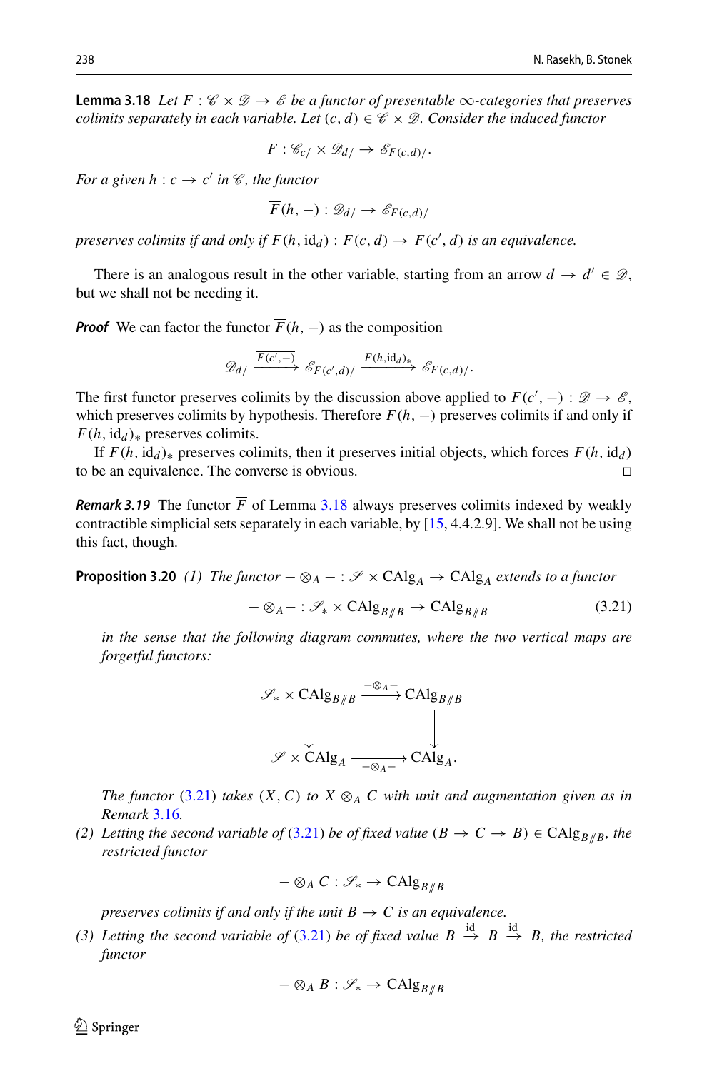**Lemma 3.18** *Let $F : \mathscr{C} \times \mathscr{D} \to \mathscr{E}$ be a functor of presentable $\infty$-categories that preserves colimits separately in each variable. Let $(c, d) \in \mathscr{C} \times \mathscr{D}$. Consider the induced functor*

$$\overline{F} : \mathscr{C}_{c/} \times \mathscr{D}_{d/} \to \mathscr{E}_{F(c,d)/}.$$

*For a given $h : c \to c'$ in $\mathscr{C}$, the functor*

$$\overline{F}(h, -) : \mathscr{D}_{d/} \to \mathscr{E}_{F(c,d)/}$$

*preserves colimits if and only if $F(h, \mathrm{id}_d) : F(c, d) \to F(c', d)$ is an equivalence.*

There is an analogous result in the other variable, starting from an arrow $d \to d' \in \mathscr{D}$, but we shall not be needing it.

***Proof*** We can factor the functor $\overline{F}(h, -)$ as the composition

$$\mathscr{D}_{d/} \xrightarrow{\overline{F(c',-)}} \mathscr{E}_{F(c',d)/} \xrightarrow{F(h,\mathrm{id}_d)_*} \mathscr{E}_{F(c,d)/}.$$

The first functor preserves colimits by the discussion above applied to $F(c', -) : \mathscr{D} \to \mathscr{E}$, which preserves colimits by hypothesis. Therefore $\overline{F}(h, -)$ preserves colimits if and only if $F(h, \mathrm{id}_d)_*$ preserves colimits.

If $F(h, \mathrm{id}_d)_*$ preserves colimits, then it preserves initial objects, which forces $F(h, \mathrm{id}_d)$ to be an equivalence. The converse is obvious. $\square$

***Remark 3.19*** The functor $\overline{F}$ of Lemma 3.18 always preserves colimits indexed by weakly contractible simplicial sets separately in each variable, by [15, 4.4.2.9]. We shall not be using this fact, though.

**Proposition 3.20** *(1) The functor $- \otimes_A - : \mathscr{S} \times \mathrm{CAlg}_A \to \mathrm{CAlg}_A$ extends to a functor*

$$- \otimes_A - : \mathscr{S}_* \times \mathrm{CAlg}_{B/\!/B} \to \mathrm{CAlg}_{B/\!/B} \tag{3.21}$$

*in the sense that the following diagram commutes, where the two vertical maps are forgetful functors:*

$$\begin{array}{ccc} \mathscr{S}_* \times \mathrm{CAlg}_{B/\!/B} & \xrightarrow{-\otimes_A -} & \mathrm{CAlg}_{B/\!/B} \\ \downarrow & & \downarrow \\ \mathscr{S} \times \mathrm{CAlg}_A & \xrightarrow[-\otimes_A -]{} & \mathrm{CAlg}_A. \end{array}$$

*The functor (3.21) takes $(X, C)$ to $X \otimes_A C$ with unit and augmentation given as in Remark 3.16.*

*(2) Letting the second variable of (3.21) be of fixed value $(B \to C \to B) \in \mathrm{CAlg}_{B/\!/B}$, the restricted functor*

$$- \otimes_A C : \mathscr{S}_* \to \mathrm{CAlg}_{B/\!/B}$$

*preserves colimits if and only if the unit $B \to C$ is an equivalence.*

*(3) Letting the second variable of (3.21) be of fixed value $B \xrightarrow{\mathrm{id}} B \xrightarrow{\mathrm{id}} B$, the restricted functor*

$$- \otimes_A B : \mathscr{S}_* \to \mathrm{CAlg}_{B/\!/B}$$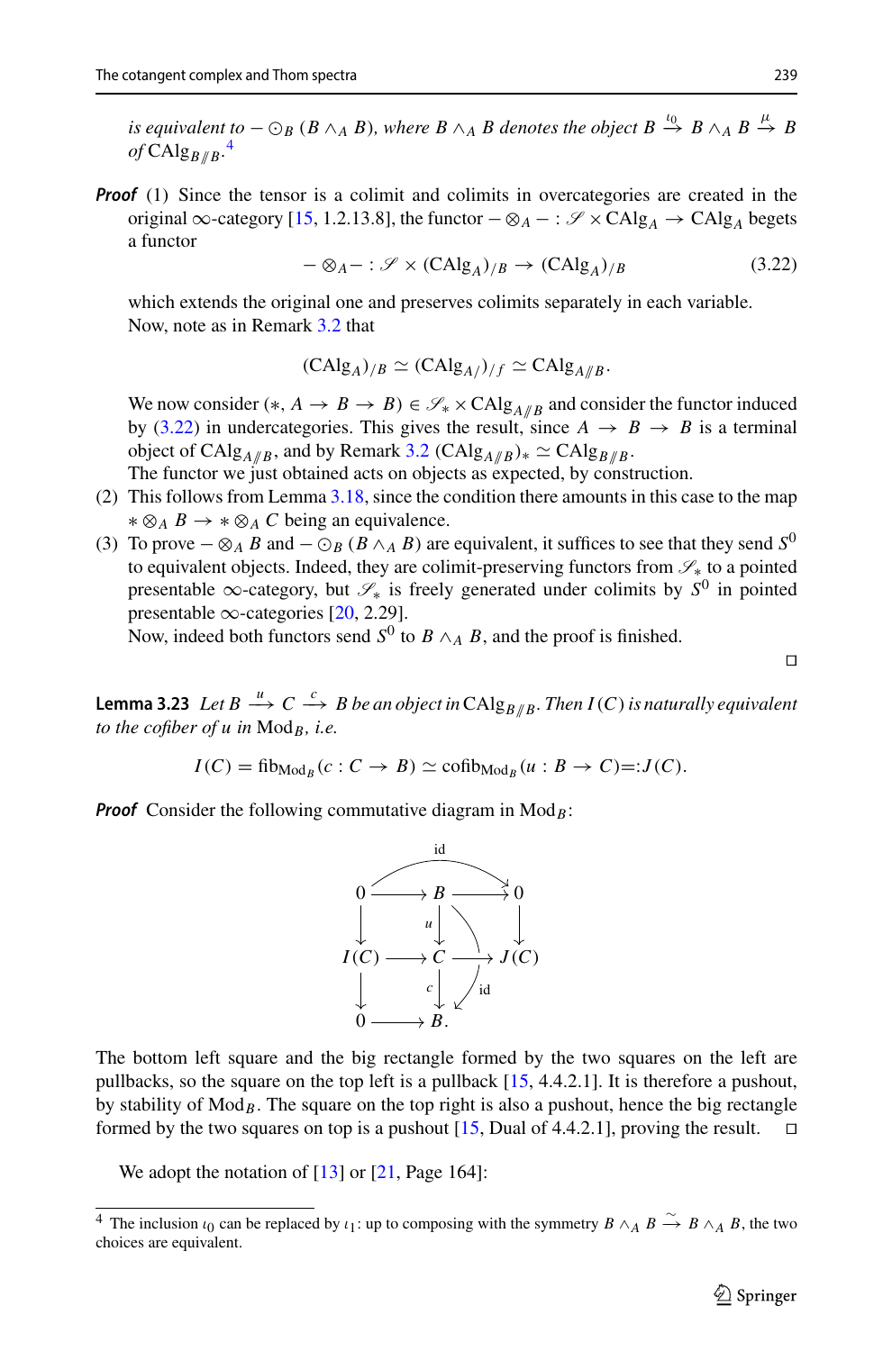*is equivalent to* $-\odot_B (B \wedge_A B)$*, where* $B \wedge_A B$ *denotes the object* $B \xrightarrow{\iota_0} B \wedge_A B \xrightarrow{\mu} B$ *of* $\mathrm{CAlg}_{B/\!/B}$.[4]

***Proof*** (1) Since the tensor is a colimit and colimits in overcategories are created in the original $\infty$-category [15, 1.2.13.8], the functor $-\otimes_A - : \mathscr{S} \times \mathrm{CAlg}_A \to \mathrm{CAlg}_A$ begets a functor

$$- \otimes_A - : \mathscr{S} \times (\mathrm{CAlg}_A)_{/B} \to (\mathrm{CAlg}_A)_{/B} \tag{3.22}$$

which extends the original one and preserves colimits separately in each variable. Now, note as in Remark 3.2 that

$$(\mathrm{CAlg}_A)_{/B} \simeq (\mathrm{CAlg}_{A/})_{/f} \simeq \mathrm{CAlg}_{A/\!/B}.$$

We now consider $(*, A \to B \to B) \in \mathscr{S}_* \times \mathrm{CAlg}_{A/\!/B}$ and consider the functor induced by (3.22) in undercategories. This gives the result, since $A \to B \to B$ is a terminal object of $\mathrm{CAlg}_{A/\!/B}$, and by Remark 3.2 $(\mathrm{CAlg}_{A/\!/B})_* \simeq \mathrm{CAlg}_{B/\!/B}$. The functor we just obtained acts on objects as expected, by construction.

(2) This follows from Lemma 3.18, since the condition there amounts in this case to the map $* \otimes_A B \to * \otimes_A C$ being an equivalence.

(3) To prove $-\otimes_A B$ and $-\odot_B (B \wedge_A B)$ are equivalent, it suffices to see that they send $S^0$ to equivalent objects. Indeed, they are colimit-preserving functors from $\mathscr{S}_*$ to a pointed presentable $\infty$-category, but $\mathscr{S}_*$ is freely generated under colimits by $S^0$ in pointed presentable $\infty$-categories [20, 2.29].
Now, indeed both functors send $S^0$ to $B \wedge_A B$, and the proof is finished.

□

**Lemma 3.23** *Let* $B \xrightarrow{u} C \xrightarrow{c} B$ *be an object in* $\mathrm{CAlg}_{B/\!/B}$*. Then* $I(C)$ *is naturally equivalent to the cofiber of* $u$ *in* $\mathrm{Mod}_B$*, i.e.*

$$I(C) = \mathrm{fib}_{\mathrm{Mod}_B}(c : C \to B) \simeq \mathrm{cofib}_{\mathrm{Mod}_B}(u : B \to C) =: J(C).$$

***Proof*** Consider the following commutative diagram in $\mathrm{Mod}_B$:

$$\begin{array}{ccccc}
0 & \longrightarrow & B & \longrightarrow & 0 \\
\downarrow & & \downarrow u & & \downarrow \\
I(C) & \longrightarrow & C & \longrightarrow & J(C) \\
\downarrow & & \downarrow c & & \\
0 & \longrightarrow & B. & &
\end{array}$$

(with the composite $0 \to B \to 0$ labelled $\mathrm{id}$, and the composite $B \to C \to B$ labelled $\mathrm{id}$.)

The bottom left square and the big rectangle formed by the two squares on the left are pullbacks, so the square on the top left is a pullback [15, 4.4.2.1]. It is therefore a pushout, by stability of $\mathrm{Mod}_B$. The square on the top right is also a pushout, hence the big rectangle formed by the two squares on top is a pushout [15, Dual of 4.4.2.1], proving the result. □

We adopt the notation of [13] or [21, Page 164]:

---

[4] The inclusion $\iota_0$ can be replaced by $\iota_1$: up to composing with the symmetry $B \wedge_A B \xrightarrow{\sim} B \wedge_A B$, the two choices are equivalent.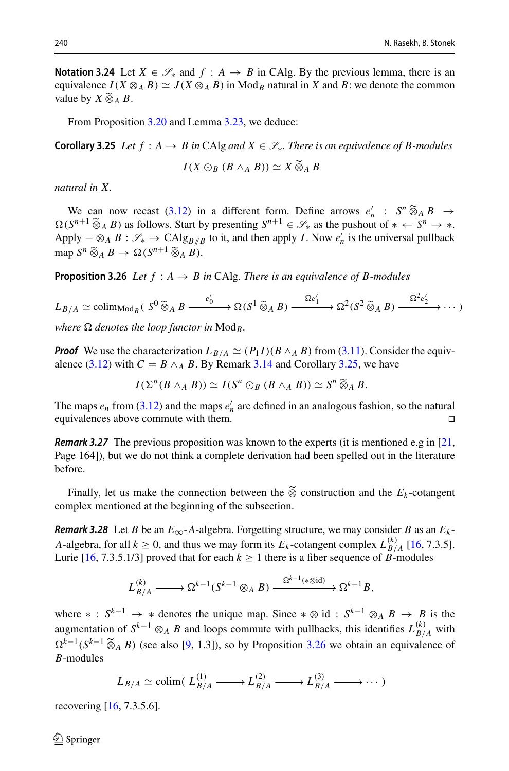**Notation 3.24** Let $X \in \mathscr{S}_*$ and $f : A \to B$ in CAlg. By the previous lemma, there is an equivalence $I(X \otimes_A B) \simeq J(X \otimes_A B)$ in $\mathrm{Mod}_B$ natural in $X$ and $B$: we denote the common value by $X \widetilde{\otimes}_A B$.

From Proposition 3.20 and Lemma 3.23, we deduce:

**Corollary 3.25** *Let $f : A \to B$ in CAlg and $X \in \mathscr{S}_*$. There is an equivalence of $B$-modules*

$$I(X \odot_B (B \wedge_A B)) \simeq X \widetilde{\otimes}_A B$$

*natural in $X$.*

We can now recast (3.12) in a different form. Define arrows $e'_n : S^n \widetilde{\otimes}_A B \to \Omega(S^{n+1} \widetilde{\otimes}_A B)$ as follows. Start by presenting $S^{n+1} \in \mathscr{S}_*$ as the pushout of $* \leftarrow S^n \to *$. Apply $- \otimes_A B : \mathscr{S}_* \to \mathrm{CAlg}_{B/\!/B}$ to it, and then apply $I$. Now $e'_n$ is the universal pullback map $S^n \widetilde{\otimes}_A B \to \Omega(S^{n+1} \widetilde{\otimes}_A B)$.

**Proposition 3.26** *Let $f : A \to B$ in CAlg. There is an equivalence of $B$-modules*

$$L_{B/A} \simeq \mathrm{colim}_{\mathrm{Mod}_B}\big( S^0 \widetilde{\otimes}_A B \xrightarrow{e'_0} \Omega(S^1 \widetilde{\otimes}_A B) \xrightarrow{\Omega e'_1} \Omega^2(S^2 \widetilde{\otimes}_A B) \xrightarrow{\Omega^2 e'_2} \cdots \big)$$

*where $\Omega$ denotes the loop functor in $\mathrm{Mod}_B$.*

***Proof*** We use the characterization $L_{B/A} \simeq (P_1 I)(B \wedge_A B)$ from (3.11). Consider the equivalence (3.12) with $C = B \wedge_A B$. By Remark 3.14 and Corollary 3.25, we have

$$I(\Sigma^n(B \wedge_A B)) \simeq I(S^n \odot_B (B \wedge_A B)) \simeq S^n \widetilde{\otimes}_A B.$$

The maps $e_n$ from (3.12) and the maps $e'_n$ are defined in an analogous fashion, so the natural equivalences above commute with them. □

***Remark 3.27*** The previous proposition was known to the experts (it is mentioned e.g in [21, Page 164]), but we do not think a complete derivation had been spelled out in the literature before.

Finally, let us make the connection between the $\widetilde{\otimes}$ construction and the $E_k$-cotangent complex mentioned at the beginning of the subsection.

***Remark 3.28*** Let $B$ be an $E_\infty$-$A$-algebra. Forgetting structure, we may consider $B$ as an $E_k$-$A$-algebra, for all $k \geq 0$, and thus we may form its $E_k$-cotangent complex $L^{(k)}_{B/A}$ [16, 7.3.5]. Lurie [16, 7.3.5.1/3] proved that for each $k \geq 1$ there is a fiber sequence of $B$-modules

$$L^{(k)}_{B/A} \longrightarrow \Omega^{k-1}(S^{k-1} \otimes_A B) \xrightarrow{\Omega^{k-1}(*\otimes \mathrm{id})} \Omega^{k-1} B,$$

where $* : S^{k-1} \to *$ denotes the unique map. Since $* \otimes \mathrm{id} : S^{k-1} \otimes_A B \to B$ is the augmentation of $S^{k-1} \otimes_A B$ and loops commute with pullbacks, this identifies $L^{(k)}_{B/A}$ with $\Omega^{k-1}(S^{k-1} \widetilde{\otimes}_A B)$ (see also [9, 1.3]), so by Proposition 3.26 we obtain an equivalence of $B$-modules

$$L_{B/A} \simeq \mathrm{colim}\big( L^{(1)}_{B/A} \longrightarrow L^{(2)}_{B/A} \longrightarrow L^{(3)}_{B/A} \longrightarrow \cdots \big)$$

recovering [16, 7.3.5.6].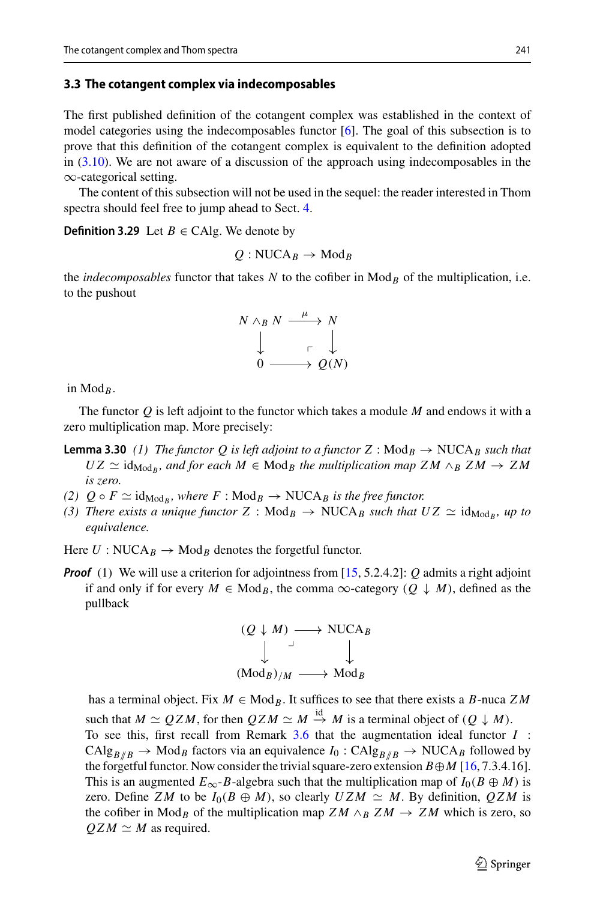### 3.3 The cotangent complex via indecomposables

The first published definition of the cotangent complex was established in the context of model categories using the indecomposables functor [6]. The goal of this subsection is to prove that this definition of the cotangent complex is equivalent to the definition adopted in (3.10). We are not aware of a discussion of the approach using indecomposables in the $\infty$-categorical setting.

The content of this subsection will not be used in the sequel: the reader interested in Thom spectra should feel free to jump ahead to Sect. 4.

**Definition 3.29** Let $B \in \mathrm{CAlg}$. We denote by

$$Q : \mathrm{NUCA}_B \to \mathrm{Mod}_B$$

the *indecomposables* functor that takes $N$ to the cofiber in $\mathrm{Mod}_B$ of the multiplication, i.e. to the pushout

$$\begin{array}{ccc} N \wedge_B N & \xrightarrow{\mu} & N \\ \downarrow & \ulcorner & \downarrow \\ 0 & \longrightarrow & Q(N) \end{array}$$

in $\mathrm{Mod}_B$.

The functor $Q$ is left adjoint to the functor which takes a module $M$ and endows it with a zero multiplication map. More precisely:

**Lemma 3.30** *(1) The functor $Q$ is left adjoint to a functor $Z : \mathrm{Mod}_B \to \mathrm{NUCA}_B$ such that $UZ \simeq \mathrm{id}_{\mathrm{Mod}_B}$, and for each $M \in \mathrm{Mod}_B$ the multiplication map $ZM \wedge_B ZM \to ZM$ is zero.*

*(2) $Q \circ F \simeq \mathrm{id}_{\mathrm{Mod}_B}$, where $F : \mathrm{Mod}_B \to \mathrm{NUCA}_B$ is the free functor.*

*(3) There exists a unique functor $Z : \mathrm{Mod}_B \to \mathrm{NUCA}_B$ such that $UZ \simeq \mathrm{id}_{\mathrm{Mod}_B}$, up to equivalence.*

Here $U : \mathrm{NUCA}_B \to \mathrm{Mod}_B$ denotes the forgetful functor.

***Proof*** (1) We will use a criterion for adjointness from [15, 5.2.4.2]: $Q$ admits a right adjoint if and only if for every $M \in \mathrm{Mod}_B$, the comma $\infty$-category $(Q \downarrow M)$, defined as the pullback

$$\begin{array}{ccc} (Q \downarrow M) & \longrightarrow & \mathrm{NUCA}_B \\ \downarrow & \lrcorner & \downarrow \\ (\mathrm{Mod}_B)_{/M} & \longrightarrow & \mathrm{Mod}_B \end{array}$$

has a terminal object. Fix $M \in \mathrm{Mod}_B$. It suffices to see that there exists a $B$-nuca $ZM$ such that $M \simeq QZM$, for then $QZM \simeq M \xrightarrow{\mathrm{id}} M$ is a terminal object of $(Q \downarrow M)$.
To see this, first recall from Remark 3.6 that the augmentation ideal functor $I$ : $\mathrm{CAlg}_{B/\!/B} \to \mathrm{Mod}_B$ factors via an equivalence $I_0 : \mathrm{CAlg}_{B/\!/B} \to \mathrm{NUCA}_B$ followed by the forgetful functor. Now consider the trivial square-zero extension $B \oplus M$ [16, 7.3.4.16]. This is an augmented $E_\infty$-$B$-algebra such that the multiplication map of $I_0(B \oplus M)$ is zero. Define $ZM$ to be $I_0(B \oplus M)$, so clearly $UZM \simeq M$. By definition, $QZM$ is the cofiber in $\mathrm{Mod}_B$ of the multiplication map $ZM \wedge_B ZM \to ZM$ which is zero, so $QZM \simeq M$ as required.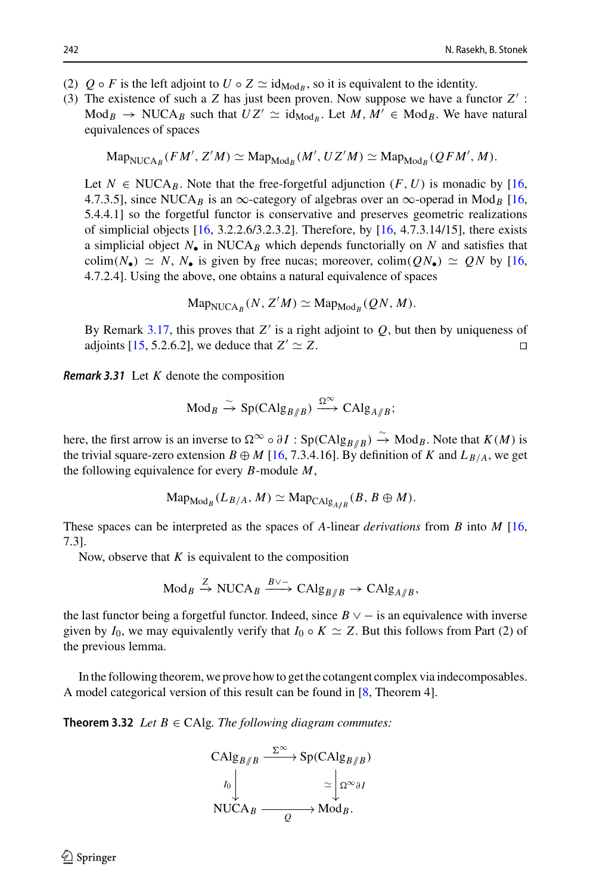(2) $Q \circ F$ is the left adjoint to $U \circ Z \simeq \mathrm{id}_{\mathrm{Mod}_B}$, so it is equivalent to the identity.

(3) The existence of such a $Z$ has just been proven. Now suppose we have a functor $Z' : \mathrm{Mod}_B \to \mathrm{NUCA}_B$ such that $UZ' \simeq \mathrm{id}_{\mathrm{Mod}_B}$. Let $M, M' \in \mathrm{Mod}_B$. We have natural equivalences of spaces

$$\mathrm{Map}_{\mathrm{NUCA}_B}(FM', Z'M) \simeq \mathrm{Map}_{\mathrm{Mod}_B}(M', UZ'M) \simeq \mathrm{Map}_{\mathrm{Mod}_B}(QFM', M).$$

Let $N \in \mathrm{NUCA}_B$. Note that the free-forgetful adjunction $(F, U)$ is monadic by [16, 4.7.3.5], since $\mathrm{NUCA}_B$ is an $\infty$-category of algebras over an $\infty$-operad in $\mathrm{Mod}_B$ [16, 5.4.4.1] so the forgetful functor is conservative and preserves geometric realizations of simplicial objects [16, 3.2.2.6/3.2.3.2]. Therefore, by [16, 4.7.3.14/15], there exists a simplicial object $N_\bullet$ in $\mathrm{NUCA}_B$ which depends functorially on $N$ and satisfies that $\mathrm{colim}(N_\bullet) \simeq N$, $N_\bullet$ is given by free nucas; moreover, $\mathrm{colim}(QN_\bullet) \simeq QN$ by [16, 4.7.2.4]. Using the above, one obtains a natural equivalence of spaces

$$\mathrm{Map}_{\mathrm{NUCA}_B}(N, Z'M) \simeq \mathrm{Map}_{\mathrm{Mod}_B}(QN, M).$$

By Remark 3.17, this proves that $Z'$ is a right adjoint to $Q$, but then by uniqueness of adjoints [15, 5.2.6.2], we deduce that $Z' \simeq Z$. □

***Remark 3.31*** Let $K$ denote the composition

$$\mathrm{Mod}_B \xrightarrow{\sim} \mathrm{Sp}(\mathrm{CAlg}_{B/\!\!/B}) \xrightarrow{\Omega^\infty} \mathrm{CAlg}_{A/\!\!/B};$$

here, the first arrow is an inverse to $\Omega^\infty \circ \partial I : \mathrm{Sp}(\mathrm{CAlg}_{B/\!\!/B}) \xrightarrow{\sim} \mathrm{Mod}_B$. Note that $K(M)$ is the trivial square-zero extension $B \oplus M$ [16, 7.3.4.16]. By definition of $K$ and $L_{B/A}$, we get the following equivalence for every $B$-module $M$,

$$\mathrm{Map}_{\mathrm{Mod}_B}(L_{B/A}, M) \simeq \mathrm{Map}_{\mathrm{CAlg}_{A/B}}(B, B \oplus M).$$

These spaces can be interpreted as the spaces of $A$-linear *derivations* from $B$ into $M$ [16, 7.3].

Now, observe that $K$ is equivalent to the composition

$$\mathrm{Mod}_B \xrightarrow{Z} \mathrm{NUCA}_B \xrightarrow{B\vee -} \mathrm{CAlg}_{B/\!\!/B} \to \mathrm{CAlg}_{A/\!\!/B},$$

the last functor being a forgetful functor. Indeed, since $B \vee -$ is an equivalence with inverse given by $I_0$, we may equivalently verify that $I_0 \circ K \simeq Z$. But this follows from Part (2) of the previous lemma.

In the following theorem, we prove how to get the cotangent complex via indecomposables. A model categorical version of this result can be found in [8, Theorem 4].

**Theorem 3.32** *Let $B \in \mathrm{CAlg}$. The following diagram commutes:*

$$\begin{array}{ccc} \mathrm{CAlg}_{B/\!\!/B} & \xrightarrow{\Sigma^\infty} & \mathrm{Sp}(\mathrm{CAlg}_{B/\!\!/B}) \\ {\scriptstyle I_0}\downarrow & & \downarrow{\scriptstyle \simeq\ \Omega^\infty \partial I} \\ \mathrm{NUCA}_B & \xrightarrow[Q]{} & \mathrm{Mod}_B. \end{array}$$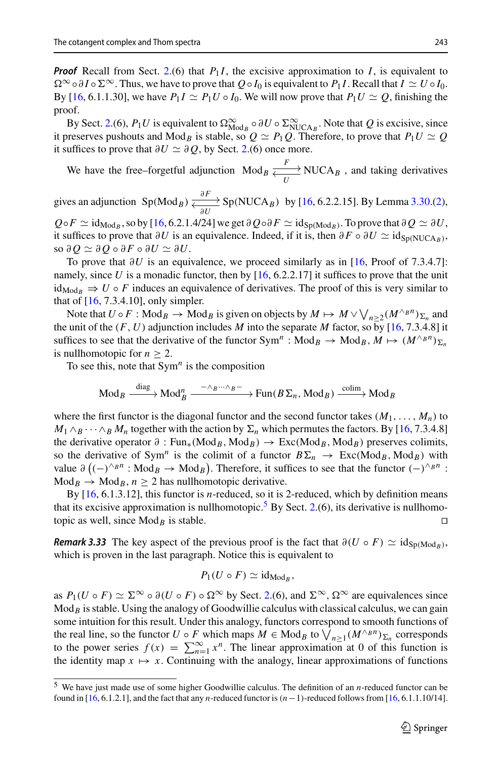***Proof*** Recall from Sect. 2.(6) that $P_1 I$, the excisive approximation to $I$, is equivalent to $\Omega^\infty \circ \partial I \circ \Sigma^\infty$. Thus, we have to prove that $Q \circ I_0$ is equivalent to $P_1 I$. Recall that $I \simeq U \circ I_0$. By [16, 6.1.1.30], we have $P_1 I \simeq P_1 U \circ I_0$. We will now prove that $P_1 U \simeq Q$, finishing the proof.

By Sect. 2.(6), $P_1 U$ is equivalent to $\Omega^\infty_{\mathrm{Mod}_B} \circ \partial U \circ \Sigma^\infty_{\mathrm{NUCA}_B}$. Note that $Q$ is excisive, since it preserves pushouts and $\mathrm{Mod}_B$ is stable, so $Q \simeq P_1 Q$. Therefore, to prove that $P_1 U \simeq Q$ it suffices to prove that $\partial U \simeq \partial Q$, by Sect. 2.(6) once more.

We have the free–forgetful adjunction $\mathrm{Mod}_B \underset{U}{\overset{F}{\rightleftarrows}} \mathrm{NUCA}_B$, and taking derivatives gives an adjunction $\mathrm{Sp}(\mathrm{Mod}_B) \underset{\partial U}{\overset{\partial F}{\rightleftarrows}} \mathrm{Sp}(\mathrm{NUCA}_B)$ by [16, 6.2.2.15]. By Lemma 3.30.(2), $Q \circ F \simeq \mathrm{id}_{\mathrm{Mod}_B}$, so by [16, 6.2.1.4/24] we get $\partial Q \circ \partial F \simeq \mathrm{id}_{\mathrm{Sp}(\mathrm{Mod}_B)}$. To prove that $\partial Q \simeq \partial U$, it suffices to prove that $\partial U$ is an equivalence. Indeed, if it is, then $\partial F \circ \partial U \simeq \mathrm{id}_{\mathrm{Sp}(\mathrm{NUCA}_B)}$, so $\partial Q \simeq \partial Q \circ \partial F \circ \partial U \simeq \partial U$.

To prove that $\partial U$ is an equivalence, we proceed similarly as in [16, Proof of 7.3.4.7]: namely, since $U$ is a monadic functor, then by [16, 6.2.2.17] it suffices to prove that the unit $\mathrm{id}_{\mathrm{Mod}_B} \Rightarrow U \circ F$ induces an equivalence of derivatives. The proof of this is very similar to that of [16, 7.3.4.10], only simpler.

Note that $U \circ F : \mathrm{Mod}_B \to \mathrm{Mod}_B$ is given on objects by $M \mapsto M \vee \bigvee_{n \geq 2} (M^{\wedge n})_{\Sigma_n}$ and the unit of the $(F, U)$ adjunction includes $M$ into the separate $M$ factor, so by [16, 7.3.4.8] it suffices to see that the derivative of the functor $\mathrm{Sym}^n : \mathrm{Mod}_B \to \mathrm{Mod}_B$, $M \mapsto (M^{\wedge_B n})_{\Sigma_n}$ is nullhomotopic for $n \geq 2$.

To see this, note that $\mathrm{Sym}^n$ is the composition

$$\mathrm{Mod}_B \xrightarrow{\text{diag}} \mathrm{Mod}_B^n \xrightarrow{- \wedge_B \cdots \wedge_B -} \mathrm{Fun}(B\Sigma_n, \mathrm{Mod}_B) \xrightarrow{\text{colim}} \mathrm{Mod}_B$$

where the first functor is the diagonal functor and the second functor takes $(M_1, \ldots, M_n)$ to $M_1 \wedge_B \cdots \wedge_B M_n$ together with the action by $\Sigma_n$ which permutes the factors. By [16, 7.3.4.8] the derivative operator $\partial : \mathrm{Fun}_*(\mathrm{Mod}_B, \mathrm{Mod}_B) \to \mathrm{Exc}(\mathrm{Mod}_B, \mathrm{Mod}_B)$ preserves colimits, so the derivative of $\mathrm{Sym}^n$ is the colimit of a functor $B\Sigma_n \to \mathrm{Exc}(\mathrm{Mod}_B, \mathrm{Mod}_B)$ with value $\partial \left( (-)^{\wedge_B n} : \mathrm{Mod}_B \to \mathrm{Mod}_B \right)$. Therefore, it suffices to see that the functor $(-)^{\wedge_B n} : \mathrm{Mod}_B \to \mathrm{Mod}_B$, $n \geq 2$ has nullhomotopic derivative.

By [16, 6.1.3.12], this functor is $n$-reduced, so it is 2-reduced, which by definition means that its excisive approximation is nullhomotopic.[5] By Sect. 2.(6), its derivative is nullhomotopic as well, since $\mathrm{Mod}_B$ is stable. ◻

***Remark 3.33*** The key aspect of the previous proof is the fact that $\partial(U \circ F) \simeq \mathrm{id}_{\mathrm{Sp}(\mathrm{Mod}_B)}$, which is proven in the last paragraph. Notice this is equivalent to

$$P_1(U \circ F) \simeq \mathrm{id}_{\mathrm{Mod}_B},$$

as $P_1(U \circ F) \simeq \Sigma^\infty \circ \partial(U \circ F) \circ \Omega^\infty$ by Sect. 2.(6), and $\Sigma^\infty$, $\Omega^\infty$ are equivalences since $\mathrm{Mod}_B$ is stable. Using the analogy of Goodwillie calculus with classical calculus, we can gain some intuition for this result. Under this analogy, functors correspond to smooth functions of the real line, so the functor $U \circ F$ which maps $M \in \mathrm{Mod}_B$ to $\bigvee_{n \geq 1} (M^{\wedge_B n})_{\Sigma_n}$ corresponds to the power series $f(x) = \sum_{n=1}^\infty x^n$. The linear approximation at 0 of this function is the identity map $x \mapsto x$. Continuing with the analogy, linear approximations of functions

---

[5] We have just made use of some higher Goodwillie calculus. The definition of an $n$-reduced functor can be found in [16, 6.1.2.1], and the fact that any $n$-reduced functor is $(n-1)$-reduced follows from [16, 6.1.1.10/14].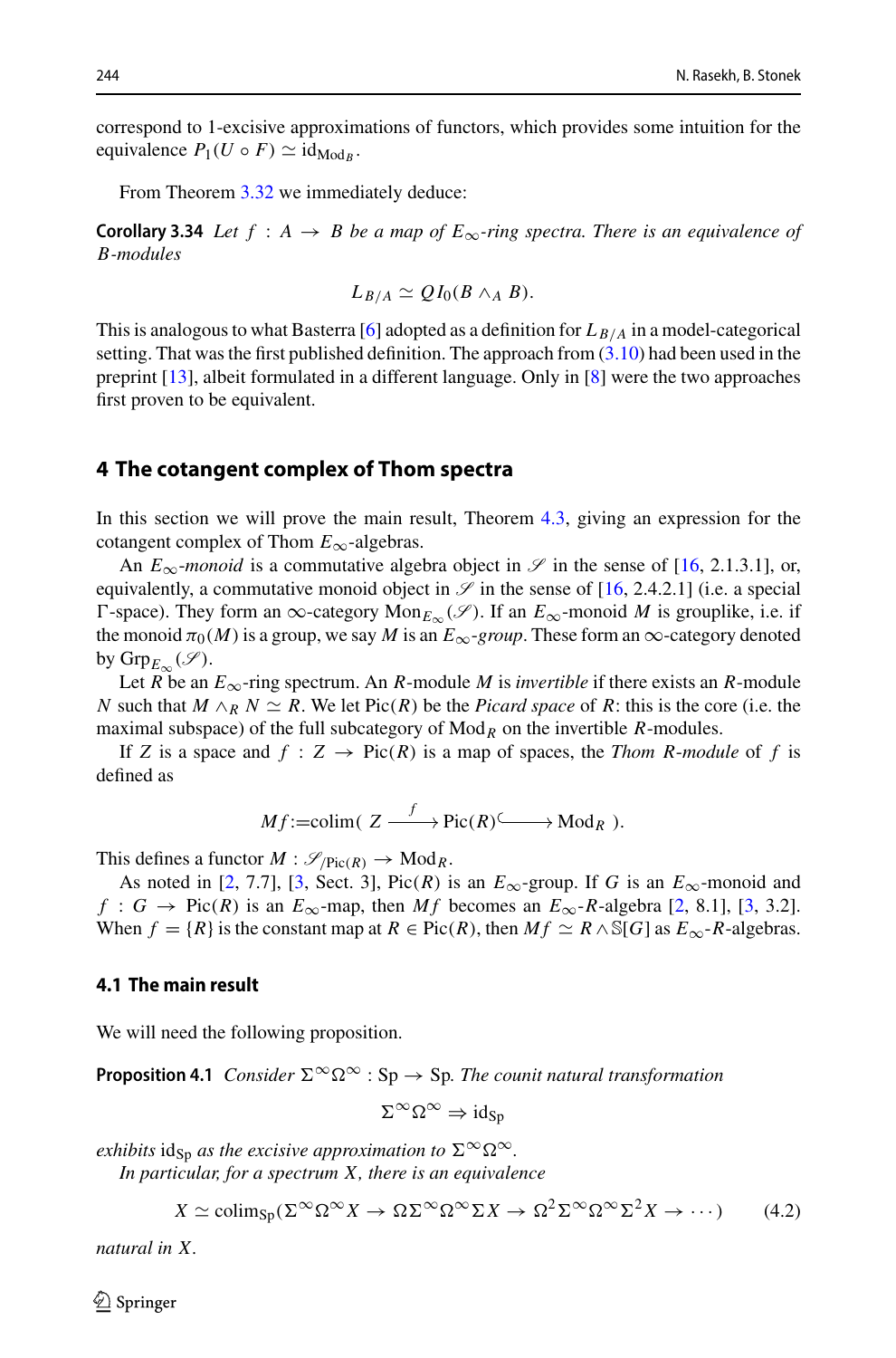correspond to 1-excisive approximations of functors, which provides some intuition for the equivalence $P_1(U \circ F) \simeq \mathrm{id}_{\mathrm{Mod}_B}$.

From Theorem 3.32 we immediately deduce:

**Corollary 3.34** *Let $f : A \to B$ be a map of $E_\infty$-ring spectra. There is an equivalence of $B$-modules*

$$L_{B/A} \simeq QI_0(B \wedge_A B).$$

This is analogous to what Basterra [6] adopted as a definition for $L_{B/A}$ in a model-categorical setting. That was the first published definition. The approach from (3.10) had been used in the preprint [13], albeit formulated in a different language. Only in [8] were the two approaches first proven to be equivalent.

## 4 The cotangent complex of Thom spectra

In this section we will prove the main result, Theorem 4.3, giving an expression for the cotangent complex of Thom $E_\infty$-algebras.

An $E_\infty$-*monoid* is a commutative algebra object in $\mathscr{S}$ in the sense of [16, 2.1.3.1], or, equivalently, a commutative monoid object in $\mathscr{S}$ in the sense of [16, 2.4.2.1] (i.e. a special $\Gamma$-space). They form an $\infty$-category $\mathrm{Mon}_{E_\infty}(\mathscr{S})$. If an $E_\infty$-monoid $M$ is grouplike, i.e. if the monoid $\pi_0(M)$ is a group, we say $M$ is an $E_\infty$-*group*. These form an $\infty$-category denoted by $\mathrm{Grp}_{E_\infty}(\mathscr{S})$.

Let $R$ be an $E_\infty$-ring spectrum. An $R$-module $M$ is *invertible* if there exists an $R$-module $N$ such that $M \wedge_R N \simeq R$. We let $\mathrm{Pic}(R)$ be the *Picard space* of $R$: this is the core (i.e. the maximal subspace) of the full subcategory of $\mathrm{Mod}_R$ on the invertible $R$-modules.

If $Z$ is a space and $f : Z \to \mathrm{Pic}(R)$ is a map of spaces, the *Thom $R$-module* of $f$ is defined as

$$Mf := \mathrm{colim}\big( Z \xrightarrow{f} \mathrm{Pic}(R) \hookrightarrow \mathrm{Mod}_R \big).$$

This defines a functor $M : \mathscr{S}_{/\mathrm{Pic}(R)} \to \mathrm{Mod}_R$.

As noted in [2, 7.7], [3, Sect. 3], $\mathrm{Pic}(R)$ is an $E_\infty$-group. If $G$ is an $E_\infty$-monoid and $f : G \to \mathrm{Pic}(R)$ is an $E_\infty$-map, then $Mf$ becomes an $E_\infty$-$R$-algebra [2, 8.1], [3, 3.2]. When $f = \{R\}$ is the constant map at $R \in \mathrm{Pic}(R)$, then $Mf \simeq R \wedge \mathbb{S}[G]$ as $E_\infty$-$R$-algebras.

### 4.1 The main result

We will need the following proposition.

**Proposition 4.1** *Consider $\Sigma^\infty \Omega^\infty : \mathrm{Sp} \to \mathrm{Sp}$. The counit natural transformation*

$$\Sigma^\infty \Omega^\infty \Rightarrow \mathrm{id}_{\mathrm{Sp}}$$

*exhibits $\mathrm{id}_{\mathrm{Sp}}$ as the excisive approximation to $\Sigma^\infty \Omega^\infty$.*

*In particular, for a spectrum $X$, there is an equivalence*

$$X \simeq \mathrm{colim}_{\mathrm{Sp}}(\Sigma^\infty \Omega^\infty X \to \Omega \Sigma^\infty \Omega^\infty \Sigma X \to \Omega^2 \Sigma^\infty \Omega^\infty \Sigma^2 X \to \cdots) \tag{4.2}$$

*natural in $X$.*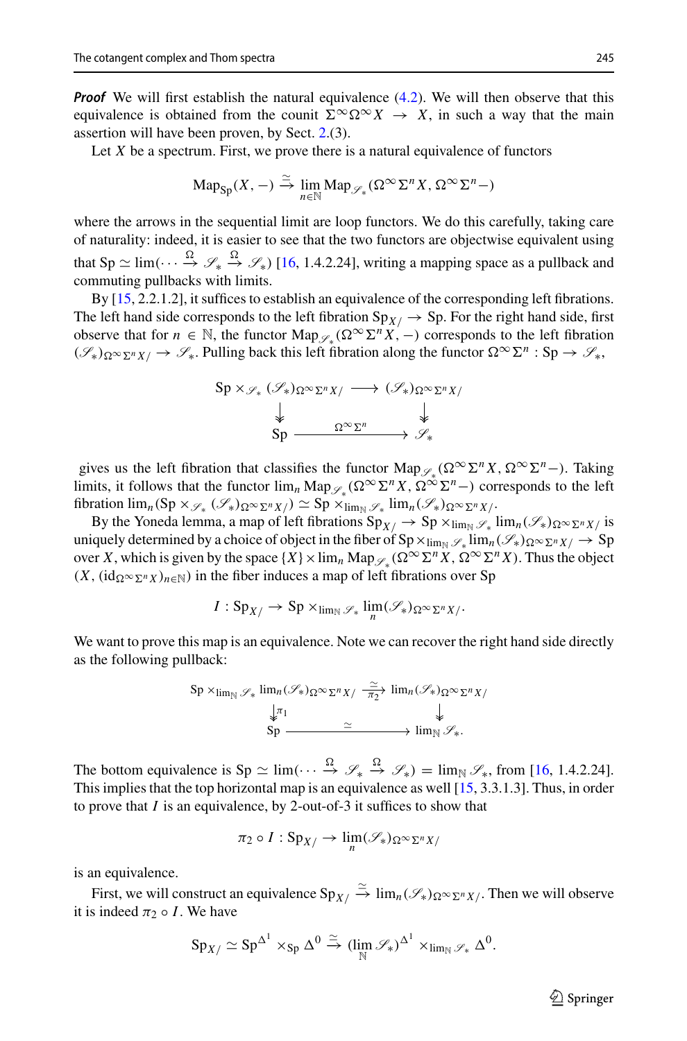***Proof*** We will first establish the natural equivalence (4.2). We will then observe that this equivalence is obtained from the counit $\Sigma^\infty\Omega^\infty X \to X$, in such a way that the main assertion will have been proven, by Sect. 2.(3).

Let $X$ be a spectrum. First, we prove there is a natural equivalence of functors

$$\mathrm{Map}_{\mathrm{Sp}}(X, -) \xrightarrow{\simeq} \lim_{n\in\mathbb{N}} \mathrm{Map}_{\mathscr{S}_*}(\Omega^\infty\Sigma^n X, \Omega^\infty\Sigma^n -)$$

where the arrows in the sequential limit are loop functors. We do this carefully, taking care of naturality: indeed, it is easier to see that the two functors are objectwise equivalent using that $\mathrm{Sp} \simeq \lim(\cdots \xrightarrow{\Omega} \mathscr{S}_* \xrightarrow{\Omega} \mathscr{S}_*)$ [16, 1.4.2.24], writing a mapping space as a pullback and commuting pullbacks with limits.

By [15, 2.2.1.2], it suffices to establish an equivalence of the corresponding left fibrations. The left hand side corresponds to the left fibration $\mathrm{Sp}_{X/} \to \mathrm{Sp}$. For the right hand side, first observe that for $n \in \mathbb{N}$, the functor $\mathrm{Map}_{\mathscr{S}_*}(\Omega^\infty\Sigma^n X, -)$ corresponds to the left fibration $(\mathscr{S}_*)_{\Omega^\infty\Sigma^n X/} \to \mathscr{S}_*$. Pulling back this left fibration along the functor $\Omega^\infty\Sigma^n : \mathrm{Sp} \to \mathscr{S}_*$,

$$\begin{array}{ccc}
\mathrm{Sp} \times_{\mathscr{S}_*} (\mathscr{S}_*)_{\Omega^\infty\Sigma^n X/} & \longrightarrow & (\mathscr{S}_*)_{\Omega^\infty\Sigma^n X/} \\
\downarrow & & \downarrow \\
\mathrm{Sp} & \xrightarrow{\Omega^\infty\Sigma^n} & \mathscr{S}_*
\end{array}$$

gives us the left fibration that classifies the functor $\mathrm{Map}_{\mathscr{S}_*}(\Omega^\infty\Sigma^n X, \Omega^\infty\Sigma^n -)$. Taking limits, it follows that the functor $\lim_n \mathrm{Map}_{\mathscr{S}_*}(\Omega^\infty\Sigma^n X, \Omega^\infty\Sigma^n -)$ corresponds to the left fibration $\lim_n(\mathrm{Sp} \times_{\mathscr{S}_*} (\mathscr{S}_*)_{\Omega^\infty\Sigma^n X/}) \simeq \mathrm{Sp} \times_{\lim_{\mathbb{N}} \mathscr{S}_*} \lim_n(\mathscr{S}_*)_{\Omega^\infty\Sigma^n X/}$.

By the Yoneda lemma, a map of left fibrations $\mathrm{Sp}_{X/} \to \mathrm{Sp} \times_{\lim_{\mathbb{N}} \mathscr{S}_*} \lim_n(\mathscr{S}_*)_{\Omega^\infty\Sigma^n X/}$ is uniquely determined by a choice of object in the fiber of $\mathrm{Sp} \times_{\lim_{\mathbb{N}} \mathscr{S}_*} \lim_n(\mathscr{S}_*)_{\Omega^\infty\Sigma^n X/} \to \mathrm{Sp}$ over $X$, which is given by the space $\{X\} \times \lim_n \mathrm{Map}_{\mathscr{S}_*}(\Omega^\infty\Sigma^n X, \Omega^\infty\Sigma^n X)$. Thus the object $(X, (\mathrm{id}_{\Omega^\infty\Sigma^n X})_{n\in\mathbb{N}})$ in the fiber induces a map of left fibrations over Sp

$$I : \mathrm{Sp}_{X/} \to \mathrm{Sp} \times_{\lim_{\mathbb{N}} \mathscr{S}_*} \lim_n(\mathscr{S}_*)_{\Omega^\infty\Sigma^n X/}.$$

We want to prove this map is an equivalence. Note we can recover the right hand side directly as the following pullback:

$$\begin{array}{ccc}
\mathrm{Sp} \times_{\lim_{\mathbb{N}} \mathscr{S}_*} \lim_n(\mathscr{S}_*)_{\Omega^\infty\Sigma^n X/} & \xrightarrow[\pi_2]{\simeq} & \lim_n(\mathscr{S}_*)_{\Omega^\infty\Sigma^n X/} \\
\downarrow{\scriptstyle \pi_1} & & \downarrow \\
\mathrm{Sp} & \xrightarrow{\simeq} & \lim_{\mathbb{N}} \mathscr{S}_*.
\end{array}$$

The bottom equivalence is $\mathrm{Sp} \simeq \lim(\cdots \xrightarrow{\Omega} \mathscr{S}_* \xrightarrow{\Omega} \mathscr{S}_*) = \lim_{\mathbb{N}} \mathscr{S}_*$, from [16, 1.4.2.24]. This implies that the top horizontal map is an equivalence as well [15, 3.3.1.3]. Thus, in order to prove that $I$ is an equivalence, by 2-out-of-3 it suffices to show that

$$\pi_2 \circ I : \mathrm{Sp}_{X/} \to \lim_n(\mathscr{S}_*)_{\Omega^\infty\Sigma^n X/}$$

is an equivalence.

First, we will construct an equivalence $\mathrm{Sp}_{X/} \xrightarrow{\simeq} \lim_n(\mathscr{S}_*)_{\Omega^\infty\Sigma^n X/}$. Then we will observe it is indeed $\pi_2 \circ I$. We have

$$\mathrm{Sp}_{X/} \simeq \mathrm{Sp}^{\Delta^1} \times_{\mathrm{Sp}} \Delta^0 \xrightarrow{\simeq} (\lim_{\mathbb{N}} \mathscr{S}_*)^{\Delta^1} \times_{\lim_{\mathbb{N}} \mathscr{S}_*} \Delta^0.$$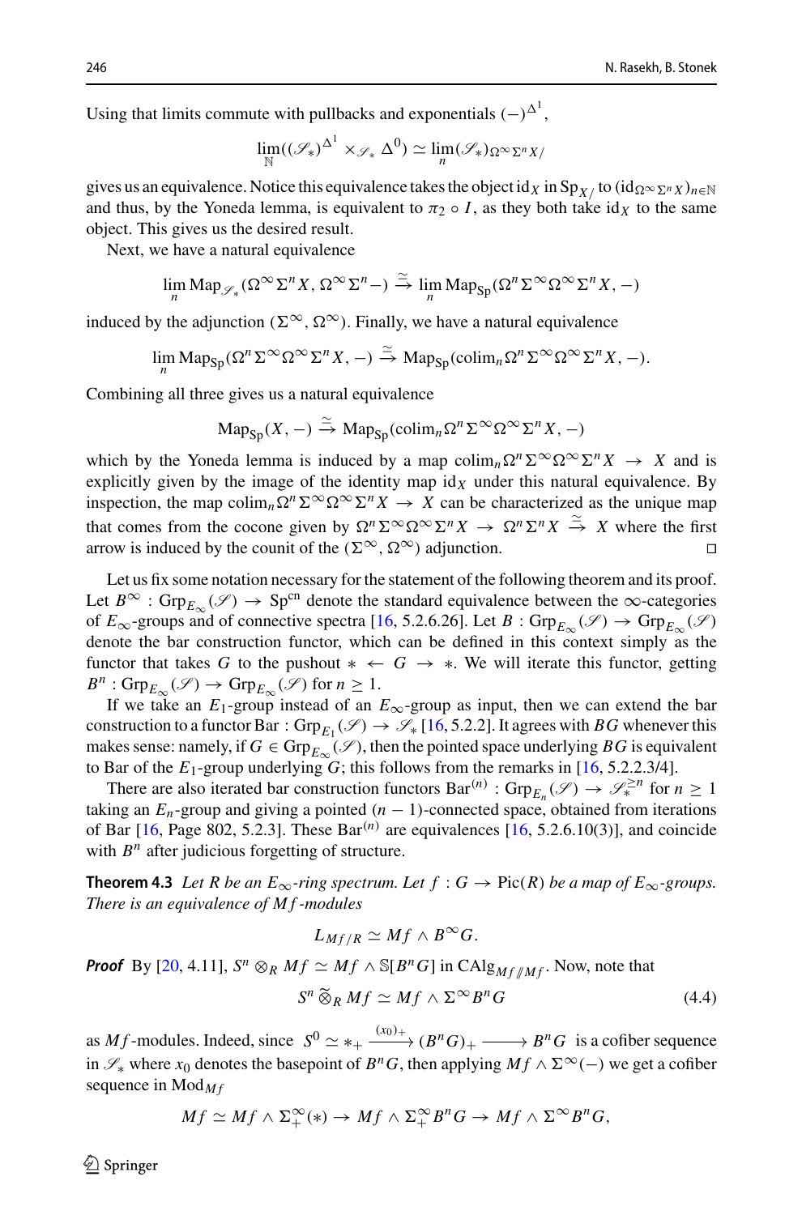Using that limits commute with pullbacks and exponentials $(-)^{\Delta^1}$,

$$\lim_{\mathbb{N}}((\mathscr{S}_*)^{\Delta^1} \times_{\mathscr{S}_*} \Delta^0) \simeq \lim_n (\mathscr{S}_*)_{\Omega^\infty \Sigma^n X/}$$

gives us an equivalence. Notice this equivalence takes the object $\mathrm{id}_X$ in $\mathrm{Sp}_{X/}$ to $(\mathrm{id}_{\Omega^\infty \Sigma^n X})_{n\in\mathbb{N}}$ and thus, by the Yoneda lemma, is equivalent to $\pi_2 \circ I$, as they both take $\mathrm{id}_X$ to the same object. This gives us the desired result.

Next, we have a natural equivalence

$$\lim_n \mathrm{Map}_{\mathscr{S}_*}(\Omega^\infty \Sigma^n X, \Omega^\infty \Sigma^n -) \xrightarrow{\simeq} \lim_n \mathrm{Map}_{\mathrm{Sp}}(\Omega^n \Sigma^\infty \Omega^\infty \Sigma^n X, -)$$

induced by the adjunction $(\Sigma^\infty, \Omega^\infty)$. Finally, we have a natural equivalence

$$\lim_n \mathrm{Map}_{\mathrm{Sp}}(\Omega^n \Sigma^\infty \Omega^\infty \Sigma^n X, -) \xrightarrow{\simeq} \mathrm{Map}_{\mathrm{Sp}}(\mathrm{colim}_n \Omega^n \Sigma^\infty \Omega^\infty \Sigma^n X, -).$$

Combining all three gives us a natural equivalence

$$\mathrm{Map}_{\mathrm{Sp}}(X, -) \xrightarrow{\simeq} \mathrm{Map}_{\mathrm{Sp}}(\mathrm{colim}_n \Omega^n \Sigma^\infty \Omega^\infty \Sigma^n X, -)$$

which by the Yoneda lemma is induced by a map $\mathrm{colim}_n \Omega^n \Sigma^\infty \Omega^\infty \Sigma^n X \to X$ and is explicitly given by the image of the identity map $\mathrm{id}_X$ under this natural equivalence. By inspection, the map $\mathrm{colim}_n \Omega^n \Sigma^\infty \Omega^\infty \Sigma^n X \to X$ can be characterized as the unique map that comes from the cocone given by $\Omega^n \Sigma^\infty \Omega^\infty \Sigma^n X \to \Omega^n \Sigma^n X \xrightarrow{\simeq} X$ where the first arrow is induced by the counit of the $(\Sigma^\infty, \Omega^\infty)$ adjunction. □

Let us fix some notation necessary for the statement of the following theorem and its proof. Let $B^\infty : \mathrm{Grp}_{E_\infty}(\mathscr{S}) \to \mathrm{Sp}^{\mathrm{cn}}$ denote the standard equivalence between the $\infty$-categories of $E_\infty$-groups and of connective spectra [16, 5.2.6.26]. Let $B : \mathrm{Grp}_{E_\infty}(\mathscr{S}) \to \mathrm{Grp}_{E_\infty}(\mathscr{S})$ denote the bar construction functor, which can be defined in this context simply as the functor that takes $G$ to the pushout $* \leftarrow G \to *$. We will iterate this functor, getting $B^n : \mathrm{Grp}_{E_\infty}(\mathscr{S}) \to \mathrm{Grp}_{E_\infty}(\mathscr{S})$ for $n \geq 1$.

If we take an $E_1$-group instead of an $E_\infty$-group as input, then we can extend the bar construction to a functor $\mathrm{Bar} : \mathrm{Grp}_{E_1}(\mathscr{S}) \to \mathscr{S}_*$ [16, 5.2.2]. It agrees with $BG$ whenever this makes sense: namely, if $G \in \mathrm{Grp}_{E_\infty}(\mathscr{S})$, then the pointed space underlying $BG$ is equivalent to Bar of the $E_1$-group underlying $G$; this follows from the remarks in [16, 5.2.2.3/4].

There are also iterated bar construction functors $\mathrm{Bar}^{(n)} : \mathrm{Grp}_{E_n}(\mathscr{S}) \to \mathscr{S}_*^{\geq n}$ for $n \geq 1$ taking an $E_n$-group and giving a pointed $(n-1)$-connected space, obtained from iterations of Bar [16, Page 802, 5.2.3]. These $\mathrm{Bar}^{(n)}$ are equivalences [16, 5.2.6.10(3)], and coincide with $B^n$ after judicious forgetting of structure.

**Theorem 4.3** *Let $R$ be an $E_\infty$-ring spectrum. Let $f : G \to \mathrm{Pic}(R)$ be a map of $E_\infty$-groups. There is an equivalence of $Mf$-modules*

$$L_{Mf/R} \simeq Mf \wedge B^\infty G.$$

***Proof*** By [20, 4.11], $S^n \otimes_R Mf \simeq Mf \wedge \mathbb{S}[B^n G]$ in $\mathrm{CAlg}_{Mf /\!/ Mf}$. Now, note that

$$S^n \,\widetilde{\otimes}_R\, Mf \simeq Mf \wedge \Sigma^\infty B^n G \tag{4.4}$$

as $Mf$-modules. Indeed, since $S^0 \simeq *_+ \xrightarrow{(x_0)_+} (B^n G)_+ \longrightarrow B^n G$ is a cofiber sequence in $\mathscr{S}_*$ where $x_0$ denotes the basepoint of $B^n G$, then applying $Mf \wedge \Sigma^\infty(-)$ we get a cofiber sequence in $\mathrm{Mod}_{Mf}$

$$Mf \simeq Mf \wedge \Sigma^\infty_+(*) \to Mf \wedge \Sigma^\infty_+ B^n G \to Mf \wedge \Sigma^\infty B^n G,$$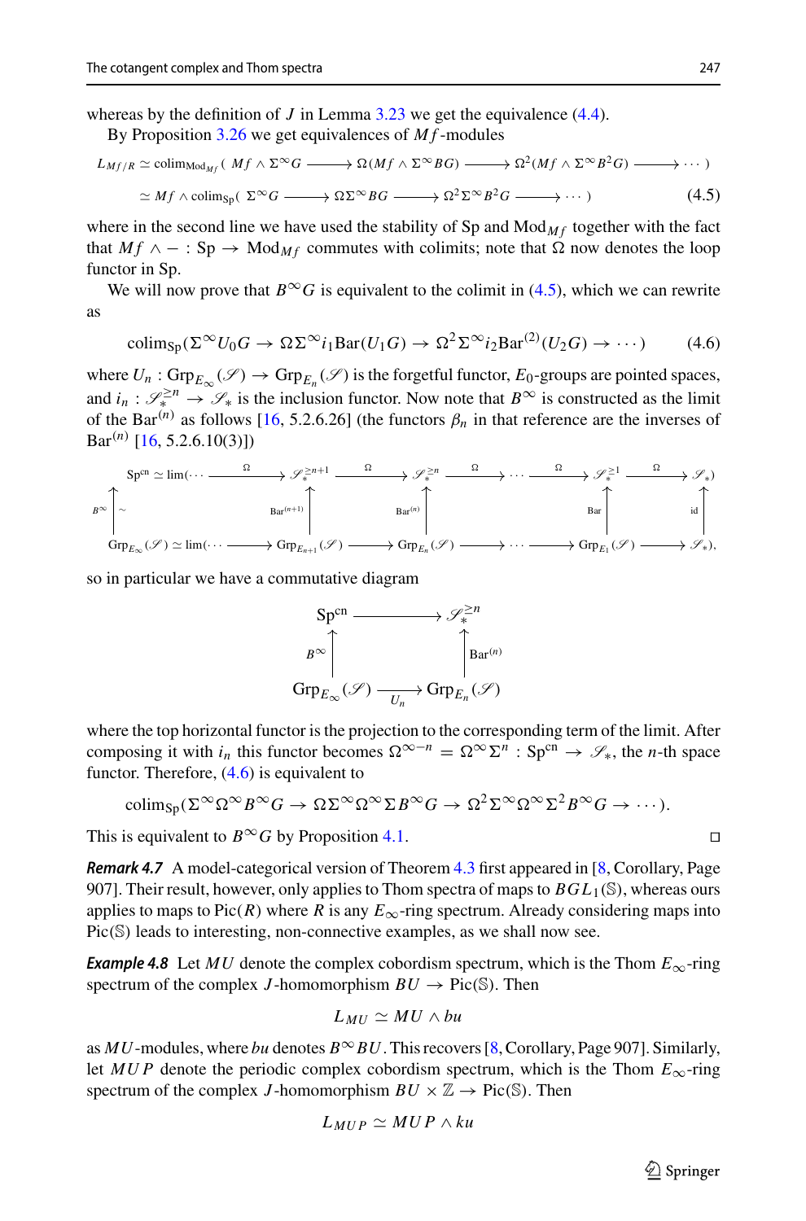whereas by the definition of $J$ in Lemma 3.23 we get the equivalence (4.4).

By Proposition 3.26 we get equivalences of $Mf$-modules

$$
\begin{aligned}
L_{Mf/R} &\simeq \operatorname{colim}_{\mathrm{Mod}_{Mf}}\big(\, Mf \wedge \Sigma^\infty G \longrightarrow \Omega(Mf \wedge \Sigma^\infty BG) \longrightarrow \Omega^2(Mf \wedge \Sigma^\infty B^2 G) \longrightarrow \cdots \big)\\
&\simeq Mf \wedge \operatorname{colim}_{\mathrm{Sp}}\big(\, \Sigma^\infty G \longrightarrow \Omega\Sigma^\infty BG \longrightarrow \Omega^2\Sigma^\infty B^2 G \longrightarrow \cdots \big)
\end{aligned}
\tag{4.5}
$$

where in the second line we have used the stability of Sp and $\mathrm{Mod}_{Mf}$ together with the fact that $Mf \wedge - : \mathrm{Sp} \to \mathrm{Mod}_{Mf}$ commutes with colimits; note that $\Omega$ now denotes the loop functor in Sp.

We will now prove that $B^\infty G$ is equivalent to the colimit in (4.5), which we can rewrite as

$$
\operatorname{colim}_{\mathrm{Sp}}(\Sigma^\infty U_0 G \to \Omega\Sigma^\infty i_1 \mathrm{Bar}(U_1 G) \to \Omega^2\Sigma^\infty i_2 \mathrm{Bar}^{(2)}(U_2 G) \to \cdots) \tag{4.6}
$$

where $U_n : \mathrm{Grp}_{E_\infty}(\mathscr{S}) \to \mathrm{Grp}_{E_n}(\mathscr{S})$ is the forgetful functor, $E_0$-groups are pointed spaces, and $i_n : \mathscr{S}_*^{\geq n} \to \mathscr{S}_*$ is the inclusion functor. Now note that $B^\infty$ is constructed as the limit of the $\mathrm{Bar}^{(n)}$ as follows [16, 5.2.6.26] (the functors $\beta_n$ in that reference are the inverses of $\mathrm{Bar}^{(n)}$ [16, 5.2.6.10(3)])

$$
\begin{array}{ccccccccccc}
\mathrm{Sp}^{\mathrm{cn}} \simeq \lim(\cdots & \xrightarrow{\Omega} & \mathscr{S}_*^{\geq n+1} & \xrightarrow{\Omega} & \mathscr{S}_*^{\geq n} & \xrightarrow{\Omega} & \cdots & \xrightarrow{\Omega} & \mathscr{S}_*^{\geq 1} & \xrightarrow{\Omega} & \mathscr{S}_*) \\
{\scriptstyle B^\infty}\uparrow{\scriptstyle \sim} & & \uparrow{\scriptstyle \mathrm{Bar}^{(n+1)}} & & \uparrow{\scriptstyle \mathrm{Bar}^{(n)}} & & & & \uparrow{\scriptstyle \mathrm{Bar}} & & \uparrow{\scriptstyle \mathrm{id}} \\
\mathrm{Grp}_{E_\infty}(\mathscr{S}) \simeq \lim(\cdots & \longrightarrow & \mathrm{Grp}_{E_{n+1}}(\mathscr{S}) & \longrightarrow & \mathrm{Grp}_{E_n}(\mathscr{S}) & \longrightarrow & \cdots & \longrightarrow & \mathrm{Grp}_{E_1}(\mathscr{S}) & \longrightarrow & \mathscr{S}_*),
\end{array}
$$

so in particular we have a commutative diagram

$$
\begin{array}{ccc}
\mathrm{Sp}^{\mathrm{cn}} & \longrightarrow & \mathscr{S}_*^{\geq n} \\
{\scriptstyle B^\infty}\uparrow & & \uparrow{\scriptstyle \mathrm{Bar}^{(n)}} \\
\mathrm{Grp}_{E_\infty}(\mathscr{S}) & \xrightarrow[U_n]{} & \mathrm{Grp}_{E_n}(\mathscr{S})
\end{array}
$$

where the top horizontal functor is the projection to the corresponding term of the limit. After composing it with $i_n$ this functor becomes $\Omega^{\infty-n} = \Omega^\infty\Sigma^n : \mathrm{Sp}^{\mathrm{cn}} \to \mathscr{S}_*$, the $n$-th space functor. Therefore, (4.6) is equivalent to

$$
\operatorname{colim}_{\mathrm{Sp}}(\Sigma^\infty\Omega^\infty B^\infty G \to \Omega\Sigma^\infty\Omega^\infty\Sigma B^\infty G \to \Omega^2\Sigma^\infty\Omega^\infty\Sigma^2 B^\infty G \to \cdots).
$$

This is equivalent to $B^\infty G$ by Proposition 4.1. □

***Remark 4.7*** A model-categorical version of Theorem 4.3 first appeared in [8, Corollary, Page 907]. Their result, however, only applies to Thom spectra of maps to $BGL_1(\mathbb{S})$, whereas ours applies to maps to $\mathrm{Pic}(R)$ where $R$ is any $E_\infty$-ring spectrum. Already considering maps into $\mathrm{Pic}(\mathbb{S})$ leads to interesting, non-connective examples, as we shall now see.

***Example 4.8*** Let $MU$ denote the complex cobordism spectrum, which is the Thom $E_\infty$-ring spectrum of the complex $J$-homomorphism $BU \to \mathrm{Pic}(\mathbb{S})$. Then

$$
L_{MU} \simeq MU \wedge bu
$$

as $MU$-modules, where $bu$ denotes $B^\infty BU$. This recovers [8, Corollary, Page 907]. Similarly, let $MUP$ denote the periodic complex cobordism spectrum, which is the Thom $E_\infty$-ring spectrum of the complex $J$-homomorphism $BU \times \mathbb{Z} \to \mathrm{Pic}(\mathbb{S})$. Then

$$
L_{MUP} \simeq MUP \wedge ku
$$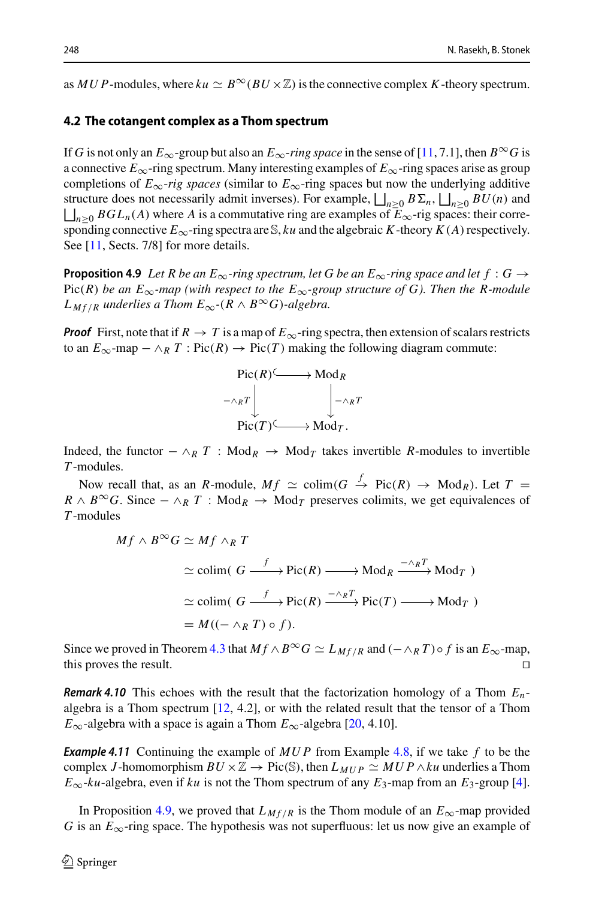as $MUP$-modules, where $ku \simeq B^\infty(BU \times \mathbb{Z})$ is the connective complex $K$-theory spectrum.

### 4.2 The cotangent complex as a Thom spectrum

If $G$ is not only an $E_\infty$-group but also an $E_\infty$-*ring space* in the sense of [11, 7.1], then $B^\infty G$ is a connective $E_\infty$-ring spectrum. Many interesting examples of $E_\infty$-ring spaces arise as group completions of $E_\infty$-*rig spaces* (similar to $E_\infty$-ring spaces but now the underlying additive structure does not necessarily admit inverses). For example, $\coprod_{n\geq 0} B\Sigma_n$, $\coprod_{n\geq 0} BU(n)$ and $\coprod_{n\geq 0} BGL_n(A)$ where $A$ is a commutative ring are examples of $E_\infty$-rig spaces: their corresponding connective $E_\infty$-ring spectra are $\mathbb{S}$, $ku$ and the algebraic $K$-theory $K(A)$ respectively. See [11, Sects. 7/8] for more details.

**Proposition 4.9** *Let $R$ be an $E_\infty$-ring spectrum, let $G$ be an $E_\infty$-ring space and let $f : G \to \mathrm{Pic}(R)$ be an $E_\infty$-map (with respect to the $E_\infty$-group structure of $G$). Then the $R$-module $L_{Mf/R}$ underlies a Thom $E_\infty$-$(R \wedge B^\infty G)$-algebra.*

***Proof*** First, note that if $R \to T$ is a map of $E_\infty$-ring spectra, then extension of scalars restricts to an $E_\infty$-map $- \wedge_R T : \mathrm{Pic}(R) \to \mathrm{Pic}(T)$ making the following diagram commute:

$$\begin{array}{ccc} \mathrm{Pic}(R) & \hookrightarrow & \mathrm{Mod}_R \\ \downarrow{\scriptstyle -\wedge_R T} & & \downarrow{\scriptstyle -\wedge_R T} \\ \mathrm{Pic}(T) & \hookrightarrow & \mathrm{Mod}_T. \end{array}$$

Indeed, the functor $- \wedge_R T : \mathrm{Mod}_R \to \mathrm{Mod}_T$ takes invertible $R$-modules to invertible $T$-modules.

Now recall that, as an $R$-module, $Mf \simeq \mathrm{colim}(G \xrightarrow{f} \mathrm{Pic}(R) \to \mathrm{Mod}_R)$. Let $T = R \wedge B^\infty G$. Since $- \wedge_R T : \mathrm{Mod}_R \to \mathrm{Mod}_T$ preserves colimits, we get equivalences of $T$-modules

$$\begin{aligned} Mf \wedge B^\infty G &\simeq Mf \wedge_R T \\ &\simeq \mathrm{colim}(\ G \xrightarrow{f} \mathrm{Pic}(R) \longrightarrow \mathrm{Mod}_R \xrightarrow{-\wedge_R T} \mathrm{Mod}_T\ ) \\ &\simeq \mathrm{colim}(\ G \xrightarrow{f} \mathrm{Pic}(R) \xrightarrow{-\wedge_R T} \mathrm{Pic}(T) \longrightarrow \mathrm{Mod}_T\ ) \\ &= M((- \wedge_R T) \circ f). \end{aligned}$$

Since we proved in Theorem 4.3 that $Mf \wedge B^\infty G \simeq L_{Mf/R}$ and $(- \wedge_R T) \circ f$ is an $E_\infty$-map, this proves the result. □

***Remark 4.10*** This echoes with the result that the factorization homology of a Thom $E_n$-algebra is a Thom spectrum [12, 4.2], or with the related result that the tensor of a Thom $E_\infty$-algebra with a space is again a Thom $E_\infty$-algebra [20, 4.10].

***Example 4.11*** Continuing the example of $MUP$ from Example 4.8, if we take $f$ to be the complex $J$-homomorphism $BU \times \mathbb{Z} \to \mathrm{Pic}(\mathbb{S})$, then $L_{MUP} \simeq MUP \wedge ku$ underlies a Thom $E_\infty$-$ku$-algebra, even if $ku$ is not the Thom spectrum of any $E_3$-map from an $E_3$-group [4].

In Proposition 4.9, we proved that $L_{Mf/R}$ is the Thom module of an $E_\infty$-map provided $G$ is an $E_\infty$-ring space. The hypothesis was not superfluous: let us now give an example of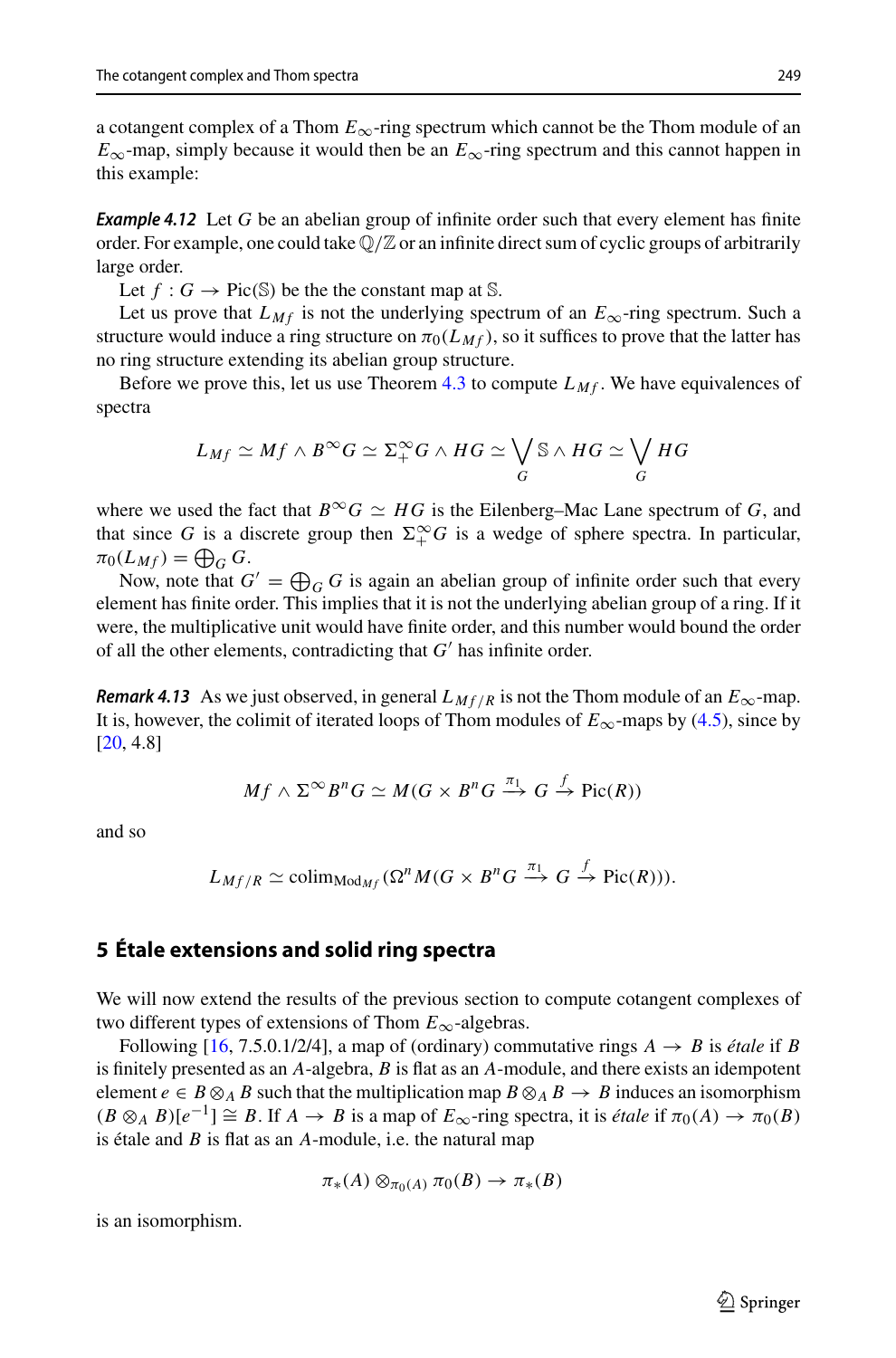a cotangent complex of a Thom $E_\infty$-ring spectrum which cannot be the Thom module of an $E_\infty$-map, simply because it would then be an $E_\infty$-ring spectrum and this cannot happen in this example:

***Example 4.12*** Let $G$ be an abelian group of infinite order such that every element has finite order. For example, one could take $\mathbb{Q}/\mathbb{Z}$ or an infinite direct sum of cyclic groups of arbitrarily large order.

Let $f : G \to \mathrm{Pic}(\mathbb{S})$ be the the constant map at $\mathbb{S}$.

Let us prove that $L_{Mf}$ is not the underlying spectrum of an $E_\infty$-ring spectrum. Such a structure would induce a ring structure on $\pi_0(L_{Mf})$, so it suffices to prove that the latter has no ring structure extending its abelian group structure.

Before we prove this, let us use Theorem 4.3 to compute $L_{Mf}$. We have equivalences of spectra

$$L_{Mf} \simeq Mf \wedge B^\infty G \simeq \Sigma_+^\infty G \wedge HG \simeq \bigvee_G \mathbb{S} \wedge HG \simeq \bigvee_G HG$$

where we used the fact that $B^\infty G \simeq HG$ is the Eilenberg–Mac Lane spectrum of $G$, and that since $G$ is a discrete group then $\Sigma_+^\infty G$ is a wedge of sphere spectra. In particular, $\pi_0(L_{Mf}) = \bigoplus_G G$.

Now, note that $G' = \bigoplus_G G$ is again an abelian group of infinite order such that every element has finite order. This implies that it is not the underlying abelian group of a ring. If it were, the multiplicative unit would have finite order, and this number would bound the order of all the other elements, contradicting that $G'$ has infinite order.

***Remark 4.13*** As we just observed, in general $L_{Mf/R}$ is not the Thom module of an $E_\infty$-map. It is, however, the colimit of iterated loops of Thom modules of $E_\infty$-maps by (4.5), since by [20, 4.8]

$$Mf \wedge \Sigma^\infty B^n G \simeq M(G \times B^n G \xrightarrow{\pi_1} G \xrightarrow{f} \mathrm{Pic}(R))$$

and so

$$L_{Mf/R} \simeq \mathrm{colim}_{\mathrm{Mod}_{Mf}}(\Omega^n M(G \times B^n G \xrightarrow{\pi_1} G \xrightarrow{f} \mathrm{Pic}(R))).$$

## 5 Étale extensions and solid ring spectra

We will now extend the results of the previous section to compute cotangent complexes of two different types of extensions of Thom $E_\infty$-algebras.

Following [16, 7.5.0.1/2/4], a map of (ordinary) commutative rings $A \to B$ is *étale* if $B$ is finitely presented as an $A$-algebra, $B$ is flat as an $A$-module, and there exists an idempotent element $e \in B \otimes_A B$ such that the multiplication map $B \otimes_A B \to B$ induces an isomorphism $(B \otimes_A B)[e^{-1}] \cong B$. If $A \to B$ is a map of $E_\infty$-ring spectra, it is *étale* if $\pi_0(A) \to \pi_0(B)$ is étale and $B$ is flat as an $A$-module, i.e. the natural map

$$\pi_*(A) \otimes_{\pi_0(A)} \pi_0(B) \to \pi_*(B)$$

is an isomorphism.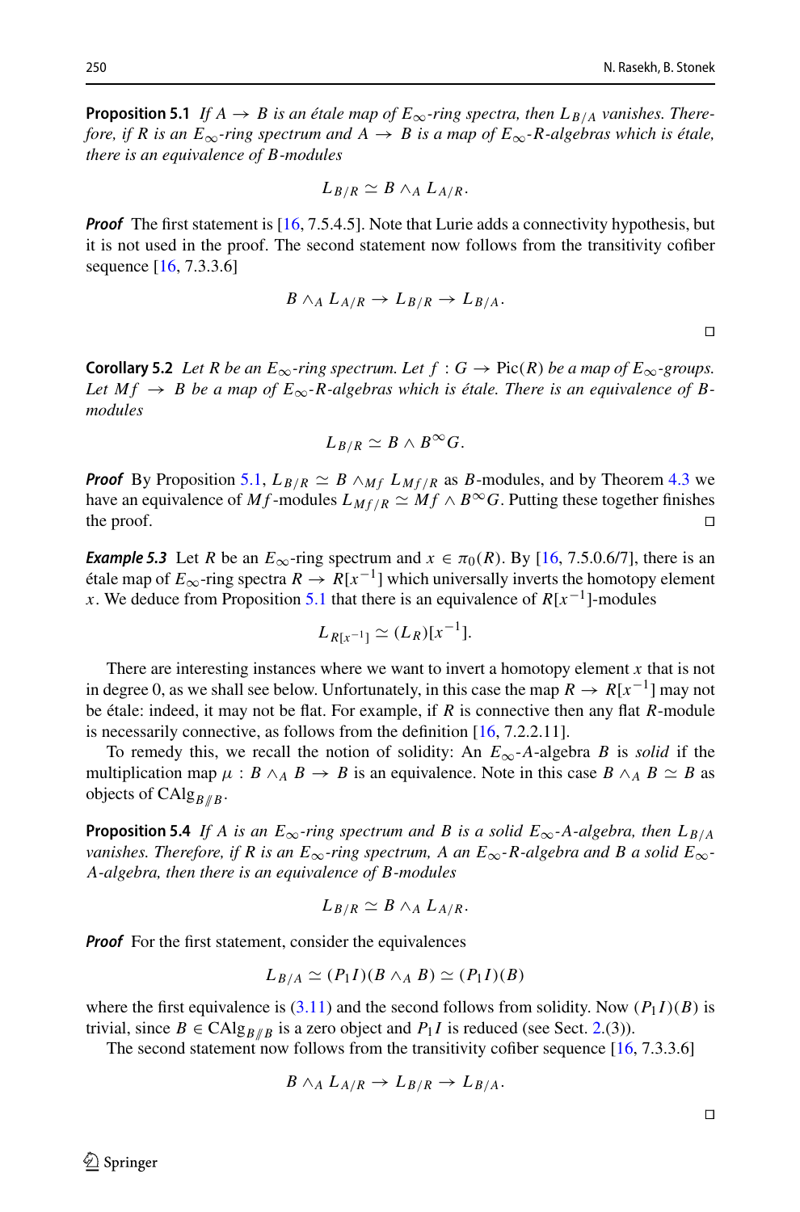**Proposition 5.1** *If $A \to B$ is an étale map of $E_\infty$-ring spectra, then $L_{B/A}$ vanishes. Therefore, if $R$ is an $E_\infty$-ring spectrum and $A \to B$ is a map of $E_\infty$-$R$-algebras which is étale, there is an equivalence of $B$-modules*

$$L_{B/R} \simeq B \wedge_A L_{A/R}.$$

***Proof*** The first statement is [16, 7.5.4.5]. Note that Lurie adds a connectivity hypothesis, but it is not used in the proof. The second statement now follows from the transitivity cofiber sequence [16, 7.3.3.6]

$$B \wedge_A L_{A/R} \to L_{B/R} \to L_{B/A}.$$

□

**Corollary 5.2** *Let $R$ be an $E_\infty$-ring spectrum. Let $f : G \to \mathrm{Pic}(R)$ be a map of $E_\infty$-groups. Let $Mf \to B$ be a map of $E_\infty$-$R$-algebras which is étale. There is an equivalence of $B$-modules*

$$L_{B/R} \simeq B \wedge B^\infty G.$$

***Proof*** By Proposition 5.1, $L_{B/R} \simeq B \wedge_{Mf} L_{Mf/R}$ as $B$-modules, and by Theorem 4.3 we have an equivalence of $Mf$-modules $L_{Mf/R} \simeq Mf \wedge B^\infty G$. Putting these together finishes the proof. □

***Example 5.3*** Let $R$ be an $E_\infty$-ring spectrum and $x \in \pi_0(R)$. By [16, 7.5.0.6/7], there is an étale map of $E_\infty$-ring spectra $R \to R[x^{-1}]$ which universally inverts the homotopy element $x$. We deduce from Proposition 5.1 that there is an equivalence of $R[x^{-1}]$-modules

$$L_{R[x^{-1}]} \simeq (L_R)[x^{-1}].$$

There are interesting instances where we want to invert a homotopy element $x$ that is not in degree 0, as we shall see below. Unfortunately, in this case the map $R \to R[x^{-1}]$ may not be étale: indeed, it may not be flat. For example, if $R$ is connective then any flat $R$-module is necessarily connective, as follows from the definition [16, 7.2.2.11].

To remedy this, we recall the notion of solidity: An $E_\infty$-$A$-algebra $B$ is *solid* if the multiplication map $\mu : B \wedge_A B \to B$ is an equivalence. Note in this case $B \wedge_A B \simeq B$ as objects of $\mathrm{CAlg}_{B/\!/B}$.

**Proposition 5.4** *If $A$ is an $E_\infty$-ring spectrum and $B$ is a solid $E_\infty$-$A$-algebra, then $L_{B/A}$ vanishes. Therefore, if $R$ is an $E_\infty$-ring spectrum, $A$ an $E_\infty$-$R$-algebra and $B$ a solid $E_\infty$-$A$-algebra, then there is an equivalence of $B$-modules*

$$L_{B/R} \simeq B \wedge_A L_{A/R}.$$

***Proof*** For the first statement, consider the equivalences

$$L_{B/A} \simeq (P_1 I)(B \wedge_A B) \simeq (P_1 I)(B)$$

where the first equivalence is (3.11) and the second follows from solidity. Now $(P_1 I)(B)$ is trivial, since $B \in \mathrm{CAlg}_{B/\!/B}$ is a zero object and $P_1 I$ is reduced (see Sect. 2.(3)).

The second statement now follows from the transitivity cofiber sequence [16, 7.3.3.6]

$$B \wedge_A L_{A/R} \to L_{B/R} \to L_{B/A}.$$

□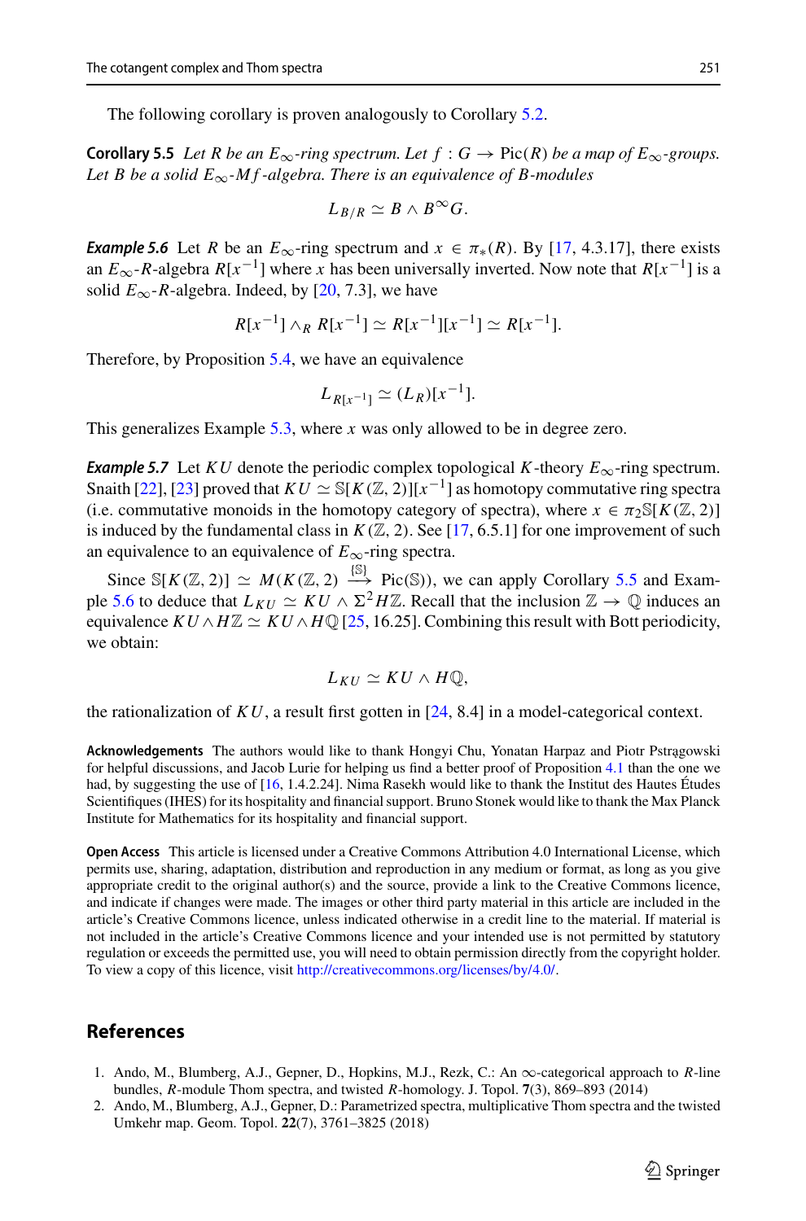The following corollary is proven analogously to Corollary 5.2.

**Corollary 5.5** *Let $R$ be an $E_\infty$-ring spectrum. Let $f : G \to \mathrm{Pic}(R)$ be a map of $E_\infty$-groups. Let $B$ be a solid $E_\infty$-$Mf$-algebra. There is an equivalence of $B$-modules*

$$L_{B/R} \simeq B \wedge B^\infty G.$$

***Example 5.6*** Let $R$ be an $E_\infty$-ring spectrum and $x \in \pi_*(R)$. By [17, 4.3.17], there exists an $E_\infty$-$R$-algebra $R[x^{-1}]$ where $x$ has been universally inverted. Now note that $R[x^{-1}]$ is a solid $E_\infty$-$R$-algebra. Indeed, by [20, 7.3], we have

$$R[x^{-1}] \wedge_R R[x^{-1}] \simeq R[x^{-1}][x^{-1}] \simeq R[x^{-1}].$$

Therefore, by Proposition 5.4, we have an equivalence

$$L_{R[x^{-1}]} \simeq (L_R)[x^{-1}].$$

This generalizes Example 5.3, where $x$ was only allowed to be in degree zero.

***Example 5.7*** Let $KU$ denote the periodic complex topological $K$-theory $E_\infty$-ring spectrum. Snaith [22], [23] proved that $KU \simeq \mathbb{S}[K(\mathbb{Z}, 2)][x^{-1}]$ as homotopy commutative ring spectra (i.e. commutative monoids in the homotopy category of spectra), where $x \in \pi_2\mathbb{S}[K(\mathbb{Z}, 2)]$ is induced by the fundamental class in $K(\mathbb{Z}, 2)$. See [17, 6.5.1] for one improvement of such an equivalence to an equivalence of $E_\infty$-ring spectra.

Since $\mathbb{S}[K(\mathbb{Z}, 2)] \simeq M(K(\mathbb{Z}, 2) \xrightarrow{\{\mathbb{S}\}} \mathrm{Pic}(\mathbb{S}))$, we can apply Corollary 5.5 and Example 5.6 to deduce that $L_{KU} \simeq KU \wedge \Sigma^2 H\mathbb{Z}$. Recall that the inclusion $\mathbb{Z} \to \mathbb{Q}$ induces an equivalence $KU \wedge H\mathbb{Z} \simeq KU \wedge H\mathbb{Q}$ [25, 16.25]. Combining this result with Bott periodicity, we obtain:

$$L_{KU} \simeq KU \wedge H\mathbb{Q},$$

the rationalization of $KU$, a result first gotten in [24, 8.4] in a model-categorical context.

**Acknowledgements** The authors would like to thank Hongyi Chu, Yonatan Harpaz and Piotr Pstrągowski for helpful discussions, and Jacob Lurie for helping us find a better proof of Proposition 4.1 than the one we had, by suggesting the use of [16, 1.4.2.24]. Nima Rasekh would like to thank the Institut des Hautes Études Scientifiques (IHES) for its hospitality and financial support. Bruno Stonek would like to thank the Max Planck Institute for Mathematics for its hospitality and financial support.

**Open Access** This article is licensed under a Creative Commons Attribution 4.0 International License, which permits use, sharing, adaptation, distribution and reproduction in any medium or format, as long as you give appropriate credit to the original author(s) and the source, provide a link to the Creative Commons licence, and indicate if changes were made. The images or other third party material in this article are included in the article's Creative Commons licence, unless indicated otherwise in a credit line to the material. If material is not included in the article's Creative Commons licence and your intended use is not permitted by statutory regulation or exceeds the permitted use, you will need to obtain permission directly from the copyright holder. To view a copy of this licence, visit http://creativecommons.org/licenses/by/4.0/.

## References

1. Ando, M., Blumberg, A.J., Gepner, D., Hopkins, M.J., Rezk, C.: An $\infty$-categorical approach to $R$-line bundles, $R$-module Thom spectra, and twisted $R$-homology. J. Topol. **7**(3), 869–893 (2014)
2. Ando, M., Blumberg, A.J., Gepner, D.: Parametrized spectra, multiplicative Thom spectra and the twisted Umkehr map. Geom. Topol. **22**(7), 3761–3825 (2018)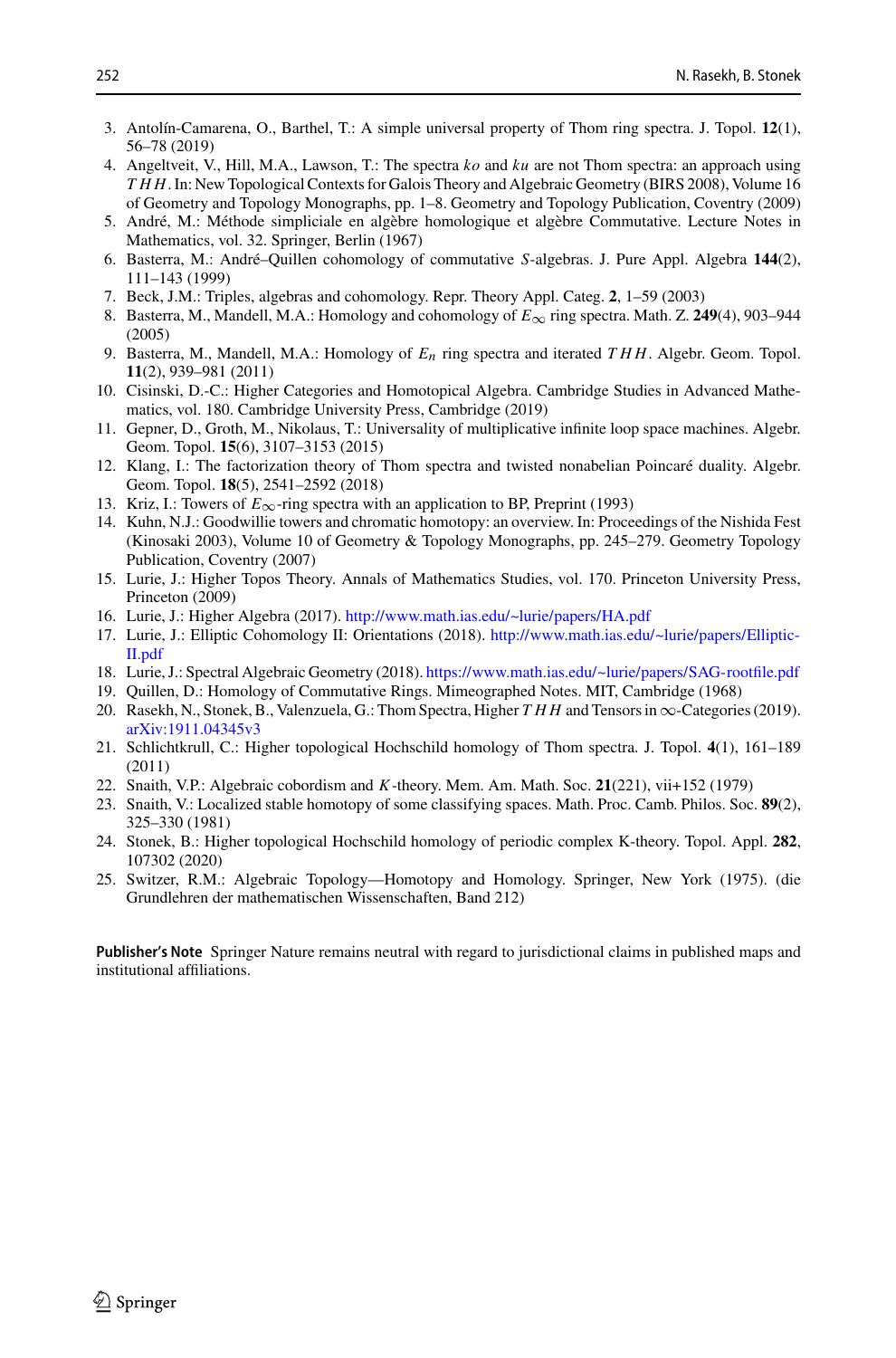3. Antolín-Camarena, O., Barthel, T.: A simple universal property of Thom ring spectra. J. Topol. **12**(1), 56–78 (2019)
4. Angeltveit, V., Hill, M.A., Lawson, T.: The spectra *ko* and *ku* are not Thom spectra: an approach using *THH*. In: New Topological Contexts for Galois Theory and Algebraic Geometry (BIRS 2008), Volume 16 of Geometry and Topology Monographs, pp. 1–8. Geometry and Topology Publication, Coventry (2009)
5. André, M.: Méthode simpliciale en algèbre homologique et algèbre Commutative. Lecture Notes in Mathematics, vol. 32. Springer, Berlin (1967)
6. Basterra, M.: André–Quillen cohomology of commutative *S*-algebras. J. Pure Appl. Algebra **144**(2), 111–143 (1999)
7. Beck, J.M.: Triples, algebras and cohomology. Repr. Theory Appl. Categ. **2**, 1–59 (2003)
8. Basterra, M., Mandell, M.A.: Homology and cohomology of $E_\infty$ ring spectra. Math. Z. **249**(4), 903–944 (2005)
9. Basterra, M., Mandell, M.A.: Homology of $E_n$ ring spectra and iterated *THH*. Algebr. Geom. Topol. **11**(2), 939–981 (2011)
10. Cisinski, D.-C.: Higher Categories and Homotopical Algebra. Cambridge Studies in Advanced Mathematics, vol. 180. Cambridge University Press, Cambridge (2019)
11. Gepner, D., Groth, M., Nikolaus, T.: Universality of multiplicative infinite loop space machines. Algebr. Geom. Topol. **15**(6), 3107–3153 (2015)
12. Klang, I.: The factorization theory of Thom spectra and twisted nonabelian Poincaré duality. Algebr. Geom. Topol. **18**(5), 2541–2592 (2018)
13. Kriz, I.: Towers of $E_\infty$-ring spectra with an application to BP, Preprint (1993)
14. Kuhn, N.J.: Goodwillie towers and chromatic homotopy: an overview. In: Proceedings of the Nishida Fest (Kinosaki 2003), Volume 10 of Geometry & Topology Monographs, pp. 245–279. Geometry Topology Publication, Coventry (2007)
15. Lurie, J.: Higher Topos Theory. Annals of Mathematics Studies, vol. 170. Princeton University Press, Princeton (2009)
16. Lurie, J.: Higher Algebra (2017). http://www.math.ias.edu/~lurie/papers/HA.pdf
17. Lurie, J.: Elliptic Cohomology II: Orientations (2018). http://www.math.ias.edu/~lurie/papers/Elliptic-II.pdf
18. Lurie, J.: Spectral Algebraic Geometry (2018). https://www.math.ias.edu/~lurie/papers/SAG-rootfile.pdf
19. Quillen, D.: Homology of Commutative Rings. Mimeographed Notes. MIT, Cambridge (1968)
20. Rasekh, N., Stonek, B., Valenzuela, G.: Thom Spectra, Higher *THH* and Tensors in $\infty$-Categories (2019). arXiv:1911.04345v3
21. Schlichtkrull, C.: Higher topological Hochschild homology of Thom spectra. J. Topol. **4**(1), 161–189 (2011)
22. Snaith, V.P.: Algebraic cobordism and *K*-theory. Mem. Am. Math. Soc. **21**(221), vii+152 (1979)
23. Snaith, V.: Localized stable homotopy of some classifying spaces. Math. Proc. Camb. Philos. Soc. **89**(2), 325–330 (1981)
24. Stonek, B.: Higher topological Hochschild homology of periodic complex K-theory. Topol. Appl. **282**, 107302 (2020)
25. Switzer, R.M.: Algebraic Topology—Homotopy and Homology. Springer, New York (1975). (die Grundlehren der mathematischen Wissenschaften, Band 212)

**Publisher's Note** Springer Nature remains neutral with regard to jurisdictional claims in published maps and institutional affiliations.